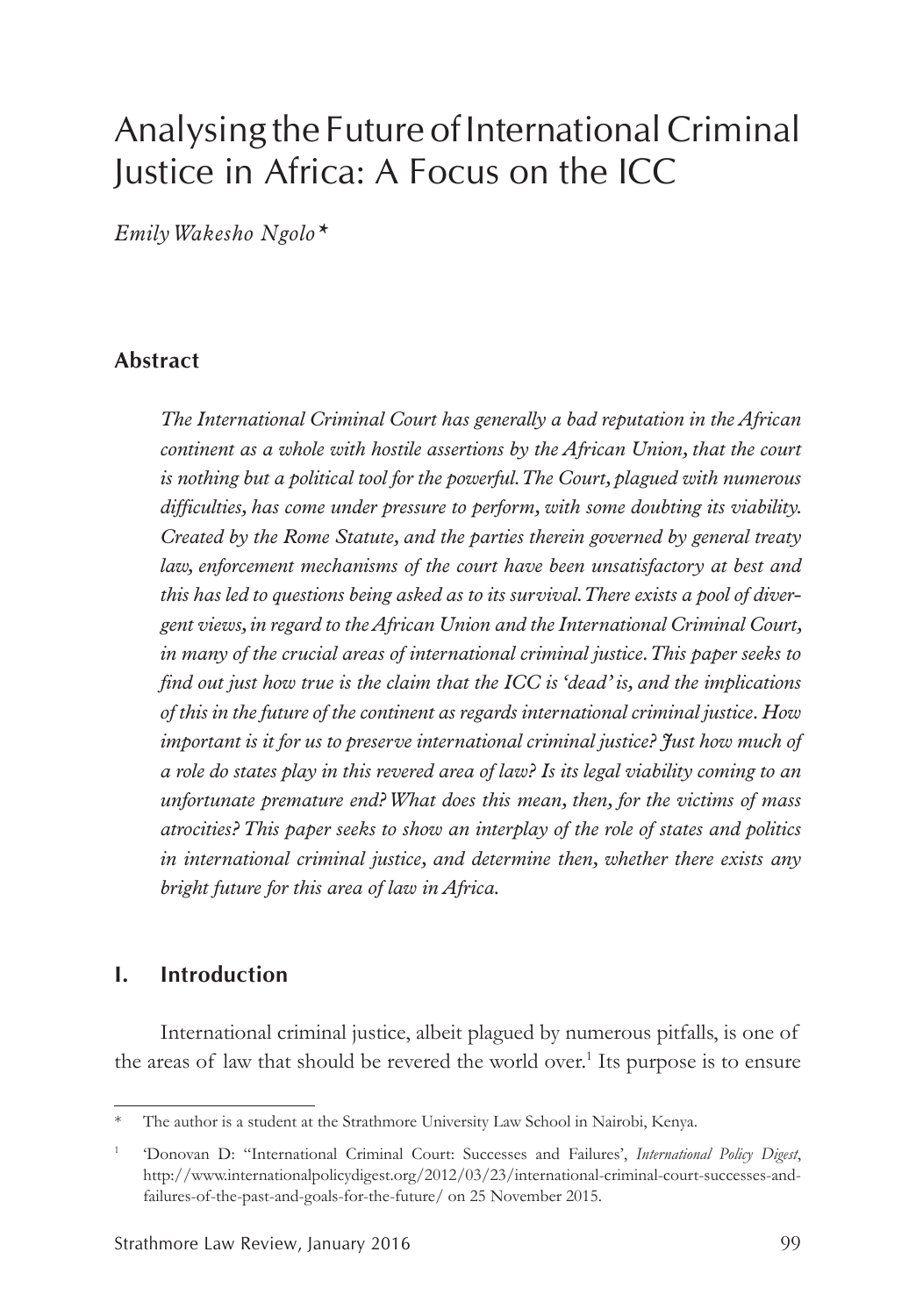# Analysing the Future of International Criminal Justice in Africa: A Focus on the ICC

*Emily Wakesho Ngolo\**

## Abstract

*The International Criminal Court has generally a bad reputation in the African continent as a whole with hostile assertions by the African Union, that the court is nothing but a political tool for the powerful. The Court, plagued with numerous difficulties, has come under pressure to perform, with some doubting its viability. Created by the Rome Statute, and the parties therein governed by general treaty law, enforcement mechanisms of the court have been unsatisfactory at best and this has led to questions being asked as to its survival. There exists a pool of divergent views, in regard to the African Union and the International Criminal Court, in many of the crucial areas of international criminal justice. This paper seeks to find out just how true is the claim that the ICC is 'dead' is, and the implications of this in the future of the continent as regards international criminal justice. How important is it for us to preserve international criminal justice? Just how much of a role do states play in this revered area of law? Is its legal viability coming to an unfortunate premature end? What does this mean, then, for the victims of mass atrocities? This paper seeks to show an interplay of the role of states and politics in international criminal justice, and determine then, whether there exists any bright future for this area of law in Africa.*

## I. Introduction

International criminal justice, albeit plagued by numerous pitfalls, is one of the areas of law that should be revered the world over.[1] Its purpose is to ensure

---

\* The author is a student at the Strathmore University Law School in Nairobi, Kenya.

[1] 'Donovan D: "International Criminal Court: Successes and Failures', *International Policy Digest*, http://www.internationalpolicydigest.org/2012/03/23/international-criminal-court-successes-and-failures-of-the-past-and-goals-for-the-future/ on 25 November 2015.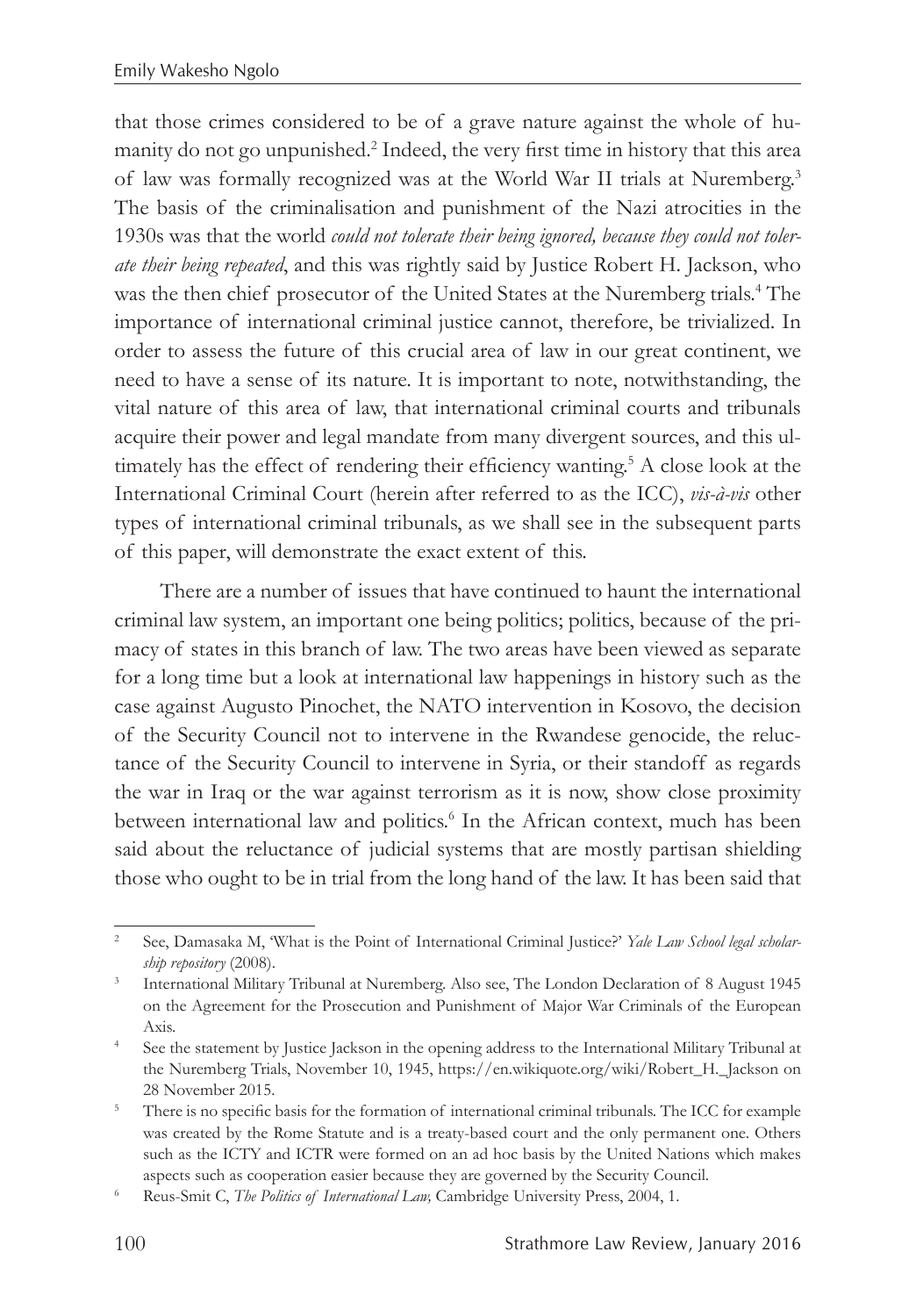that those crimes considered to be of a grave nature against the whole of humanity do not go unpunished.[2] Indeed, the very first time in history that this area of law was formally recognized was at the World War II trials at Nuremberg.[3] The basis of the criminalisation and punishment of the Nazi atrocities in the 1930s was that the world *could not tolerate their being ignored, because they could not tolerate their being repeated*, and this was rightly said by Justice Robert H. Jackson, who was the then chief prosecutor of the United States at the Nuremberg trials.[4] The importance of international criminal justice cannot, therefore, be trivialized. In order to assess the future of this crucial area of law in our great continent, we need to have a sense of its nature. It is important to note, notwithstanding, the vital nature of this area of law, that international criminal courts and tribunals acquire their power and legal mandate from many divergent sources, and this ultimately has the effect of rendering their efficiency wanting.[5] A close look at the International Criminal Court (herein after referred to as the ICC), *vis-à-vis* other types of international criminal tribunals, as we shall see in the subsequent parts of this paper, will demonstrate the exact extent of this.

There are a number of issues that have continued to haunt the international criminal law system, an important one being politics; politics, because of the primacy of states in this branch of law. The two areas have been viewed as separate for a long time but a look at international law happenings in history such as the case against Augusto Pinochet, the NATO intervention in Kosovo, the decision of the Security Council not to intervene in the Rwandese genocide, the reluctance of the Security Council to intervene in Syria, or their standoff as regards the war in Iraq or the war against terrorism as it is now, show close proximity between international law and politics.[6] In the African context, much has been said about the reluctance of judicial systems that are mostly partisan shielding those who ought to be in trial from the long hand of the law. It has been said that

---

[2] See, Damasaka M, 'What is the Point of International Criminal Justice?' *Yale Law School legal scholarship repository* (2008).

[3] International Military Tribunal at Nuremberg. Also see, The London Declaration of 8 August 1945 on the Agreement for the Prosecution and Punishment of Major War Criminals of the European Axis.

[4] See the statement by Justice Jackson in the opening address to the International Military Tribunal at the Nuremberg Trials, November 10, 1945, https://en.wikiquote.org/wiki/Robert_H._Jackson on 28 November 2015.

[5] There is no specific basis for the formation of international criminal tribunals. The ICC for example was created by the Rome Statute and is a treaty-based court and the only permanent one. Others such as the ICTY and ICTR were formed on an ad hoc basis by the United Nations which makes aspects such as cooperation easier because they are governed by the Security Council.

[6] Reus-Smit C, *The Politics of International Law,* Cambridge University Press, 2004, 1.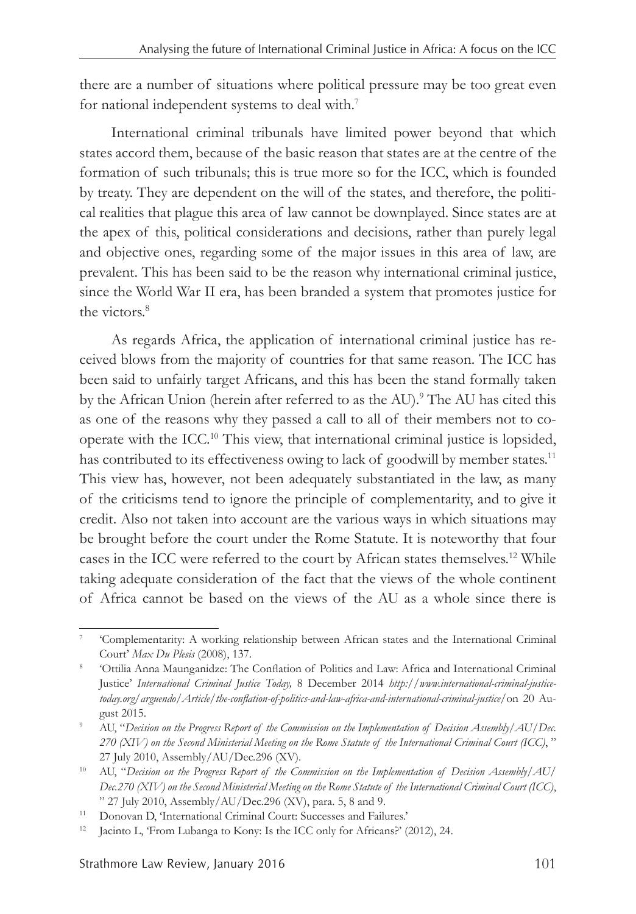there are a number of situations where political pressure may be too great even for national independent systems to deal with.[7]

International criminal tribunals have limited power beyond that which states accord them, because of the basic reason that states are at the centre of the formation of such tribunals; this is true more so for the ICC, which is founded by treaty. They are dependent on the will of the states, and therefore, the political realities that plague this area of law cannot be downplayed. Since states are at the apex of this, political considerations and decisions, rather than purely legal and objective ones, regarding some of the major issues in this area of law, are prevalent. This has been said to be the reason why international criminal justice, since the World War II era, has been branded a system that promotes justice for the victors.[8]

As regards Africa, the application of international criminal justice has received blows from the majority of countries for that same reason. The ICC has been said to unfairly target Africans, and this has been the stand formally taken by the African Union (herein after referred to as the AU).[9] The AU has cited this as one of the reasons why they passed a call to all of their members not to cooperate with the ICC.[10] This view, that international criminal justice is lopsided, has contributed to its effectiveness owing to lack of goodwill by member states.[11] This view has, however, not been adequately substantiated in the law, as many of the criticisms tend to ignore the principle of complementarity, and to give it credit. Also not taken into account are the various ways in which situations may be brought before the court under the Rome Statute. It is noteworthy that four cases in the ICC were referred to the court by African states themselves.[12] While taking adequate consideration of the fact that the views of the whole continent of Africa cannot be based on the views of the AU as a whole since there is

---

[7] 'Complementarity: A working relationship between African states and the International Criminal Court' *Max Du Plesis* (2008), 137.

[8] 'Ottilia Anna Maunganidze: The Conflation of Politics and Law: Africa and International Criminal Justice' *International Criminal Justice Today,* 8 December 2014 *http://www.international-criminal-justice-today.org/arguendo/Article/the-conflation-of-politics-and-law-africa-and-international-criminal-justice/* on 20 August 2015.

[9] AU, "*Decision on the Progress Report of the Commission on the Implementation of Decision Assembly/AU/Dec. 270 (XIV) on the Second Ministerial Meeting on the Rome Statute of the International Criminal Court (ICC)*, " 27 July 2010, Assembly/AU/Dec.296 (XV).

[10] AU, "*Decision on the Progress Report of the Commission on the Implementation of Decision Assembly/AU/Dec.270 (XIV) on the Second Ministerial Meeting on the Rome Statute of the International Criminal Court (ICC)*, " 27 July 2010, Assembly/AU/Dec.296 (XV), para. 5, 8 and 9.

[11] Donovan D, 'International Criminal Court: Successes and Failures.'

[12] Jacinto L, 'From Lubanga to Kony: Is the ICC only for Africans?' (2012), 24.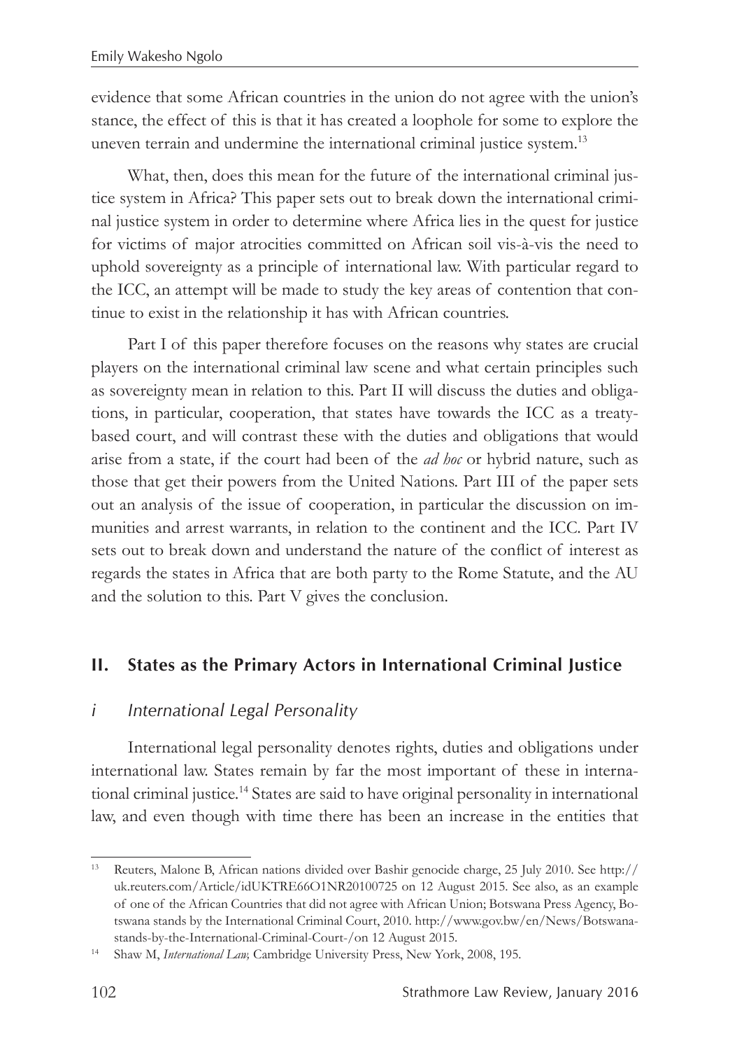evidence that some African countries in the union do not agree with the union's stance, the effect of this is that it has created a loophole for some to explore the uneven terrain and undermine the international criminal justice system.[13]

What, then, does this mean for the future of the international criminal justice system in Africa? This paper sets out to break down the international criminal justice system in order to determine where Africa lies in the quest for justice for victims of major atrocities committed on African soil vis-à-vis the need to uphold sovereignty as a principle of international law. With particular regard to the ICC, an attempt will be made to study the key areas of contention that continue to exist in the relationship it has with African countries.

Part I of this paper therefore focuses on the reasons why states are crucial players on the international criminal law scene and what certain principles such as sovereignty mean in relation to this. Part II will discuss the duties and obligations, in particular, cooperation, that states have towards the ICC as a treaty-based court, and will contrast these with the duties and obligations that would arise from a state, if the court had been of the *ad hoc* or hybrid nature, such as those that get their powers from the United Nations. Part III of the paper sets out an analysis of the issue of cooperation, in particular the discussion on immunities and arrest warrants, in relation to the continent and the ICC. Part IV sets out to break down and understand the nature of the conflict of interest as regards the states in Africa that are both party to the Rome Statute, and the AU and the solution to this. Part V gives the conclusion.

## II. States as the Primary Actors in International Criminal Justice

### *i International Legal Personality*

International legal personality denotes rights, duties and obligations under international law. States remain by far the most important of these in international criminal justice.[14] States are said to have original personality in international law, and even though with time there has been an increase in the entities that

---

[13] Reuters, Malone B, African nations divided over Bashir genocide charge, 25 July 2010. See http://uk.reuters.com/Article/idUKTRE66O1NR20100725 on 12 August 2015. See also, as an example of one of the African Countries that did not agree with African Union; Botswana Press Agency, Botswana stands by the International Criminal Court, 2010. http://www.gov.bw/en/News/Botswana-stands-by-the-International-Criminal-Court-/on 12 August 2015.

[14] Shaw M, *International Law,* Cambridge University Press, New York, 2008, 195.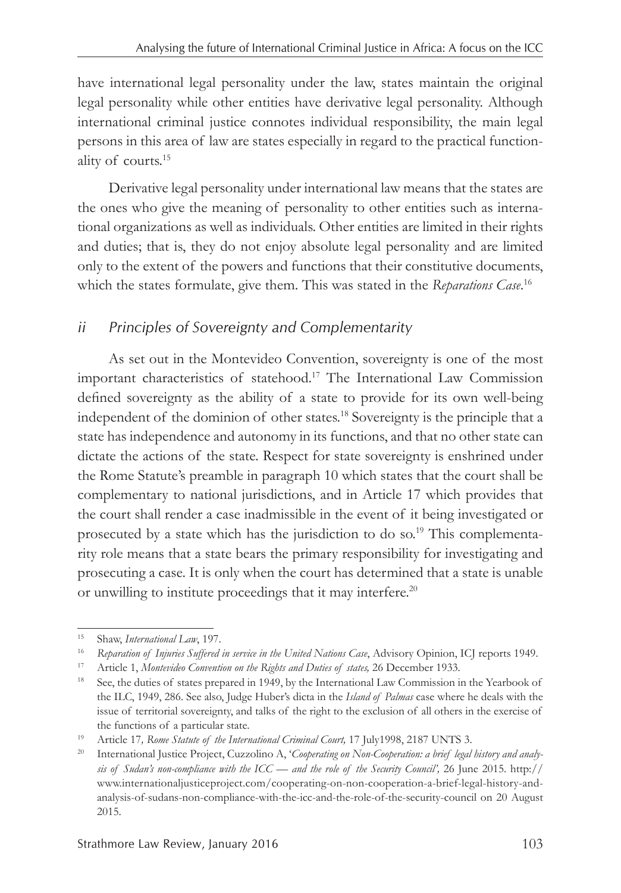have international legal personality under the law, states maintain the original legal personality while other entities have derivative legal personality. Although international criminal justice connotes individual responsibility, the main legal persons in this area of law are states especially in regard to the practical functionality of courts.[15]

Derivative legal personality under international law means that the states are the ones who give the meaning of personality to other entities such as international organizations as well as individuals. Other entities are limited in their rights and duties; that is, they do not enjoy absolute legal personality and are limited only to the extent of the powers and functions that their constitutive documents, which the states formulate, give them. This was stated in the *Reparations Case*.[16]

### *ii Principles of Sovereignty and Complementarity*

As set out in the Montevideo Convention, sovereignty is one of the most important characteristics of statehood.[17] The International Law Commission defined sovereignty as the ability of a state to provide for its own well-being independent of the dominion of other states.[18] Sovereignty is the principle that a state has independence and autonomy in its functions, and that no other state can dictate the actions of the state. Respect for state sovereignty is enshrined under the Rome Statute's preamble in paragraph 10 which states that the court shall be complementary to national jurisdictions, and in Article 17 which provides that the court shall render a case inadmissible in the event of it being investigated or prosecuted by a state which has the jurisdiction to do so.[19] This complementarity role means that a state bears the primary responsibility for investigating and prosecuting a case. It is only when the court has determined that a state is unable or unwilling to institute proceedings that it may interfere.[20]

---

15 Shaw, *International Law*, 197.

16 *Reparation of Injuries Suffered in service in the United Nations Case*, Advisory Opinion, ICJ reports 1949.

17 Article 1, *Montevideo Convention on the Rights and Duties of states,* 26 December 1933.

18 See, the duties of states prepared in 1949, by the International Law Commission in the Yearbook of the ILC, 1949, 286. See also, Judge Huber's dicta in the *Island of Palmas* case where he deals with the issue of territorial sovereignty, and talks of the right to the exclusion of all others in the exercise of the functions of a particular state.

19 Article 17*, Rome Statute of the International Criminal Court,* 17 July1998, 2187 UNTS 3.

20 International Justice Project, Cuzzolino A, '*Cooperating on Non-Cooperation: a brief legal history and analysis of Sudan's non-compliance with the ICC — and the role of the Security Council',* 26 June 2015. http://www.internationaljusticeproject.com/cooperating-on-non-cooperation-a-brief-legal-history-and-analysis-of-sudans-non-compliance-with-the-icc-and-the-role-of-the-security-council on 20 August 2015.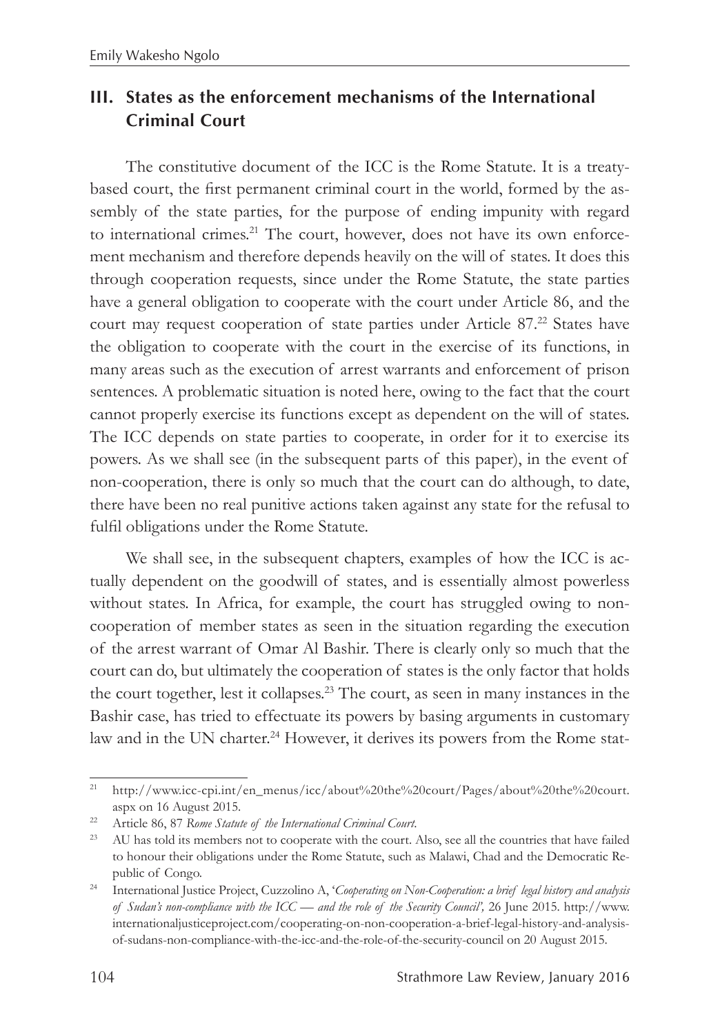## III. States as the enforcement mechanisms of the International Criminal Court

The constitutive document of the ICC is the Rome Statute. It is a treaty-based court, the first permanent criminal court in the world, formed by the assembly of the state parties, for the purpose of ending impunity with regard to international crimes.[21] The court, however, does not have its own enforcement mechanism and therefore depends heavily on the will of states. It does this through cooperation requests, since under the Rome Statute, the state parties have a general obligation to cooperate with the court under Article 86, and the court may request cooperation of state parties under Article 87.[22] States have the obligation to cooperate with the court in the exercise of its functions, in many areas such as the execution of arrest warrants and enforcement of prison sentences. A problematic situation is noted here, owing to the fact that the court cannot properly exercise its functions except as dependent on the will of states. The ICC depends on state parties to cooperate, in order for it to exercise its powers. As we shall see (in the subsequent parts of this paper), in the event of non-cooperation, there is only so much that the court can do although, to date, there have been no real punitive actions taken against any state for the refusal to fulfil obligations under the Rome Statute.

We shall see, in the subsequent chapters, examples of how the ICC is actually dependent on the goodwill of states, and is essentially almost powerless without states. In Africa, for example, the court has struggled owing to non-cooperation of member states as seen in the situation regarding the execution of the arrest warrant of Omar Al Bashir. There is clearly only so much that the court can do, but ultimately the cooperation of states is the only factor that holds the court together, lest it collapses.[23] The court, as seen in many instances in the Bashir case, has tried to effectuate its powers by basing arguments in customary law and in the UN charter.[24] However, it derives its powers from the Rome stat-

---

[21] http://www.icc-cpi.int/en_menus/icc/about%20the%20court/Pages/about%20the%20court.aspx on 16 August 2015.

[22] Article 86, 87 *Rome Statute of the International Criminal Court*.

[23] AU has told its members not to cooperate with the court. Also, see all the countries that have failed to honour their obligations under the Rome Statute, such as Malawi, Chad and the Democratic Republic of Congo.

[24] International Justice Project, Cuzzolino A, '*Cooperating on Non-Cooperation: a brief legal history and analysis of Sudan's non-compliance with the ICC — and the role of the Security Council*', 26 June 2015. http://www.internationaljusticeproject.com/cooperating-on-non-cooperation-a-brief-legal-history-and-analysis-of-sudans-non-compliance-with-the-icc-and-the-role-of-the-security-council on 20 August 2015.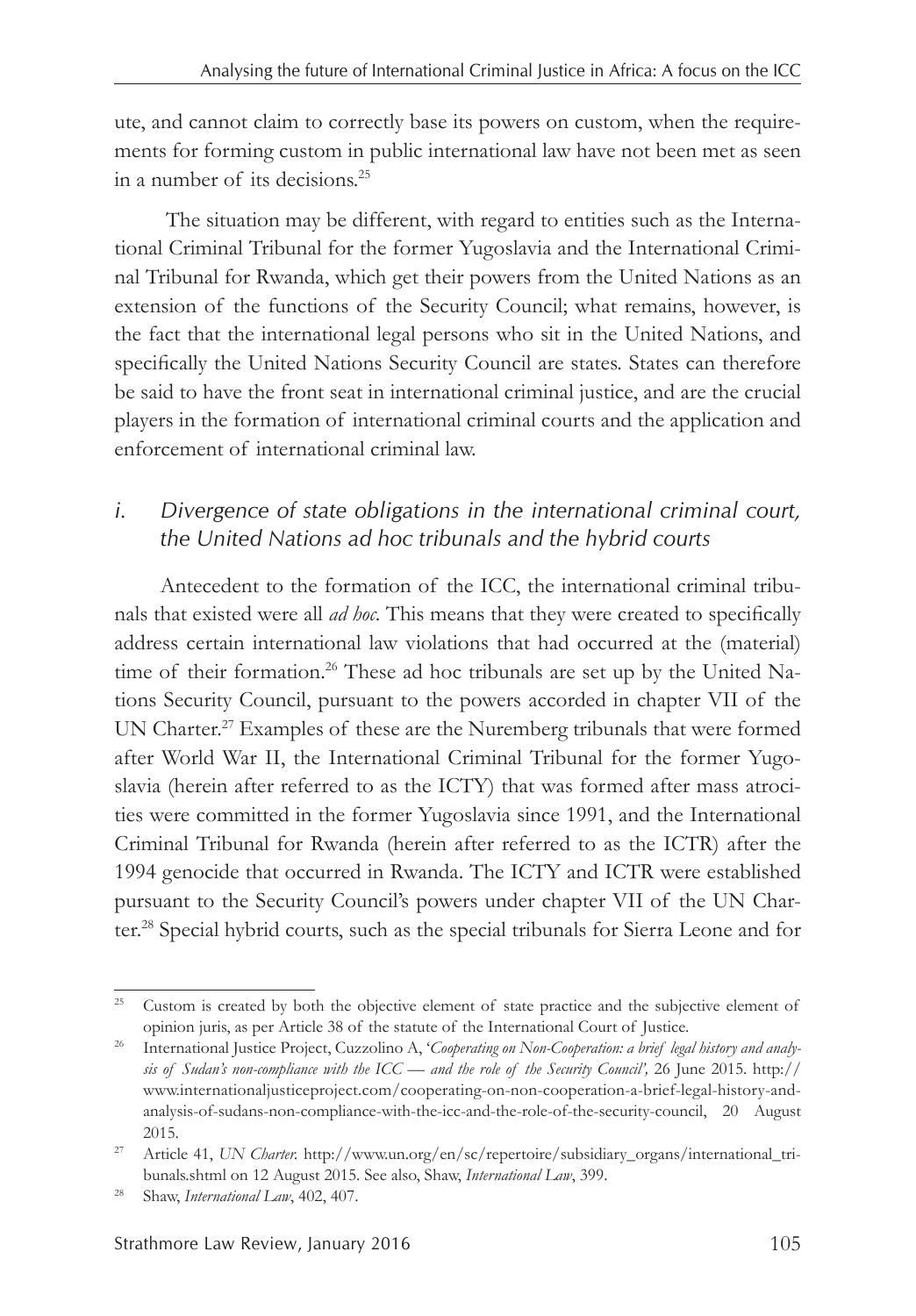ute, and cannot claim to correctly base its powers on custom, when the requirements for forming custom in public international law have not been met as seen in a number of its decisions.[25]

The situation may be different, with regard to entities such as the International Criminal Tribunal for the former Yugoslavia and the International Criminal Tribunal for Rwanda, which get their powers from the United Nations as an extension of the functions of the Security Council; what remains, however, is the fact that the international legal persons who sit in the United Nations, and specifically the United Nations Security Council are states. States can therefore be said to have the front seat in international criminal justice, and are the crucial players in the formation of international criminal courts and the application and enforcement of international criminal law.

### *i. Divergence of state obligations in the international criminal court, the United Nations ad hoc tribunals and the hybrid courts*

Antecedent to the formation of the ICC, the international criminal tribunals that existed were all *ad hoc*. This means that they were created to specifically address certain international law violations that had occurred at the (material) time of their formation.[26] These ad hoc tribunals are set up by the United Nations Security Council, pursuant to the powers accorded in chapter VII of the UN Charter.[27] Examples of these are the Nuremberg tribunals that were formed after World War II, the International Criminal Tribunal for the former Yugoslavia (herein after referred to as the ICTY) that was formed after mass atrocities were committed in the former Yugoslavia since 1991, and the International Criminal Tribunal for Rwanda (herein after referred to as the ICTR) after the 1994 genocide that occurred in Rwanda. The ICTY and ICTR were established pursuant to the Security Council's powers under chapter VII of the UN Charter.[28] Special hybrid courts, such as the special tribunals for Sierra Leone and for

---

[25] Custom is created by both the objective element of state practice and the subjective element of opinion juris, as per Article 38 of the statute of the International Court of Justice.

[26] International Justice Project, Cuzzolino A, '*Cooperating on Non-Cooperation: a brief legal history and analysis of Sudan's non-compliance with the ICC — and the role of the Security Council*', 26 June 2015. http://www.internationaljusticeproject.com/cooperating-on-non-cooperation-a-brief-legal-history-and-analysis-of-sudans-non-compliance-with-the-icc-and-the-role-of-the-security-council, 20 August 2015.

[27] Article 41, *UN Charter.* http://www.un.org/en/sc/repertoire/subsidiary_organs/international_tribunals.shtml on 12 August 2015. See also, Shaw, *International Law*, 399.

[28] Shaw, *International Law*, 402, 407.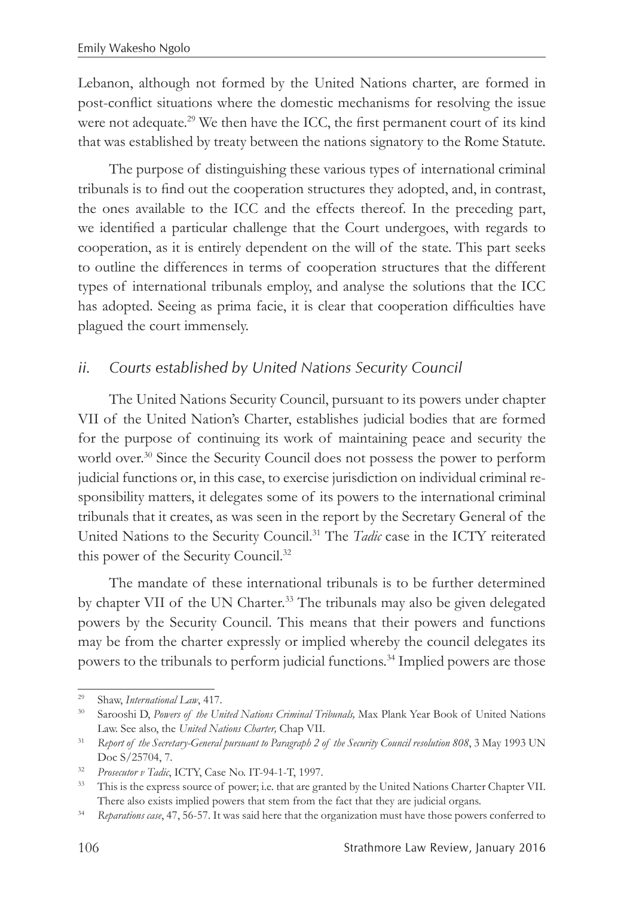Lebanon, although not formed by the United Nations charter, are formed in post-conflict situations where the domestic mechanisms for resolving the issue were not adequate.[29] We then have the ICC, the first permanent court of its kind that was established by treaty between the nations signatory to the Rome Statute.

The purpose of distinguishing these various types of international criminal tribunals is to find out the cooperation structures they adopted, and, in contrast, the ones available to the ICC and the effects thereof. In the preceding part, we identified a particular challenge that the Court undergoes, with regards to cooperation, as it is entirely dependent on the will of the state. This part seeks to outline the differences in terms of cooperation structures that the different types of international tribunals employ, and analyse the solutions that the ICC has adopted. Seeing as prima facie, it is clear that cooperation difficulties have plagued the court immensely.

### *ii. Courts established by United Nations Security Council*

The United Nations Security Council, pursuant to its powers under chapter VII of the United Nation's Charter, establishes judicial bodies that are formed for the purpose of continuing its work of maintaining peace and security the world over.[30] Since the Security Council does not possess the power to perform judicial functions or, in this case, to exercise jurisdiction on individual criminal responsibility matters, it delegates some of its powers to the international criminal tribunals that it creates, as was seen in the report by the Secretary General of the United Nations to the Security Council.[31] The *Tadic* case in the ICTY reiterated this power of the Security Council.[32]

The mandate of these international tribunals is to be further determined by chapter VII of the UN Charter.[33] The tribunals may also be given delegated powers by the Security Council. This means that their powers and functions may be from the charter expressly or implied whereby the council delegates its powers to the tribunals to perform judicial functions.[34] Implied powers are those

---

[29] Shaw, *International Law*, 417.

[30] Sarooshi D, *Powers of the United Nations Criminal Tribunals,* Max Plank Year Book of United Nations Law. See also, the *United Nations Charter,* Chap VII.

[31] *Report of the Secretary-General pursuant to Paragraph 2 of the Security Council resolution 808*, 3 May 1993 UN Doc S/25704, 7.

[32] *Prosecutor v Tadic*, ICTY, Case No. IT-94-1-T, 1997.

[33] This is the express source of power; i.e. that are granted by the United Nations Charter Chapter VII. There also exists implied powers that stem from the fact that they are judicial organs.

[34] *Reparations case*, 47, 56-57. It was said here that the organization must have those powers conferred to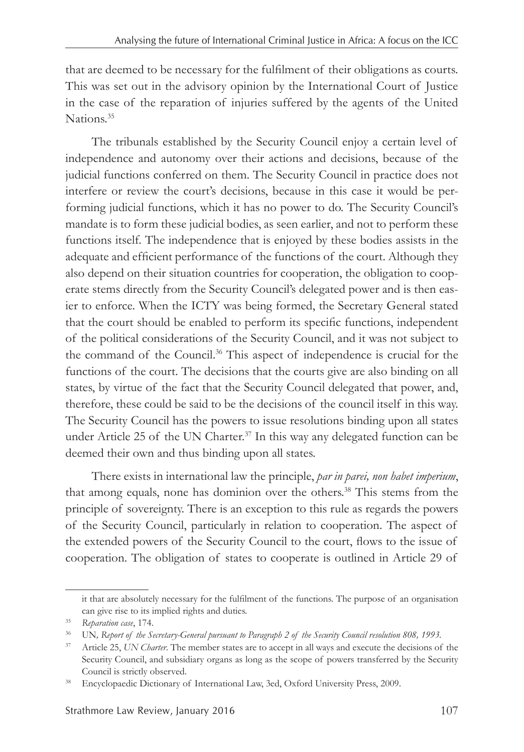that are deemed to be necessary for the fulfilment of their obligations as courts. This was set out in the advisory opinion by the International Court of Justice in the case of the reparation of injuries suffered by the agents of the United Nations.[35]

The tribunals established by the Security Council enjoy a certain level of independence and autonomy over their actions and decisions, because of the judicial functions conferred on them. The Security Council in practice does not interfere or review the court's decisions, because in this case it would be performing judicial functions, which it has no power to do. The Security Council's mandate is to form these judicial bodies, as seen earlier, and not to perform these functions itself. The independence that is enjoyed by these bodies assists in the adequate and efficient performance of the functions of the court. Although they also depend on their situation countries for cooperation, the obligation to cooperate stems directly from the Security Council's delegated power and is then easier to enforce. When the ICTY was being formed, the Secretary General stated that the court should be enabled to perform its specific functions, independent of the political considerations of the Security Council, and it was not subject to the command of the Council.[36] This aspect of independence is crucial for the functions of the court. The decisions that the courts give are also binding on all states, by virtue of the fact that the Security Council delegated that power, and, therefore, these could be said to be the decisions of the council itself in this way. The Security Council has the powers to issue resolutions binding upon all states under Article 25 of the UN Charter.[37] In this way any delegated function can be deemed their own and thus binding upon all states.

There exists in international law the principle, *par in parei, non habet imperium*, that among equals, none has dominion over the others.[38] This stems from the principle of sovereignty. There is an exception to this rule as regards the powers of the Security Council, particularly in relation to cooperation. The aspect of the extended powers of the Security Council to the court, flows to the issue of cooperation. The obligation of states to cooperate is outlined in Article 29 of

---

it that are absolutely necessary for the fulfilment of the functions. The purpose of an organisation can give rise to its implied rights and duties.

[35] *Reparation case*, 174.

[36] UN, *Report of the Secretary-General pursuant to Paragraph 2 of the Security Council resolution 808, 1993*.

[37] Article 25, *UN Charter*. The member states are to accept in all ways and execute the decisions of the Security Council, and subsidiary organs as long as the scope of powers transferred by the Security Council is strictly observed.

[38] Encyclopaedic Dictionary of International Law, 3ed, Oxford University Press, 2009.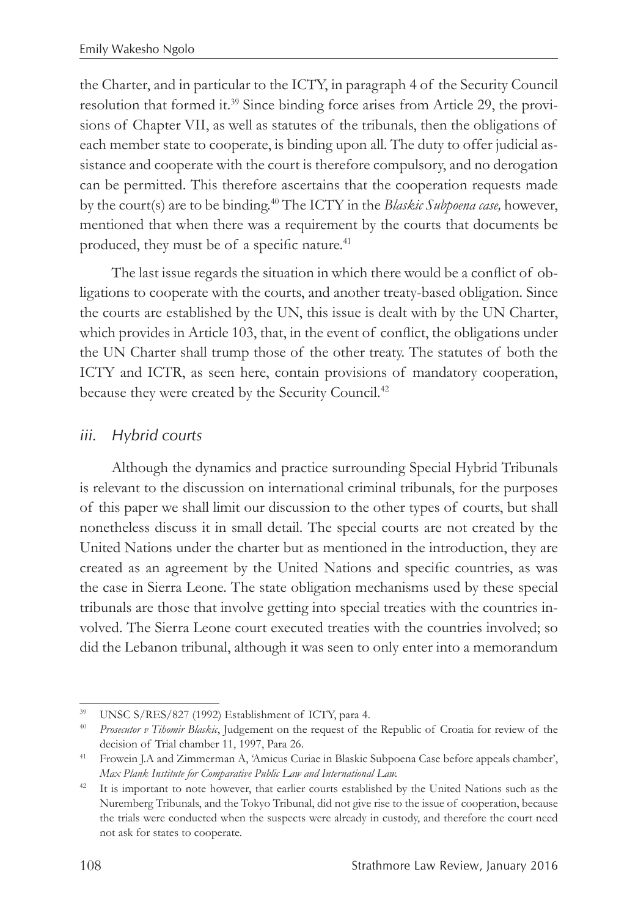the Charter, and in particular to the ICTY, in paragraph 4 of the Security Council resolution that formed it.[39] Since binding force arises from Article 29, the provisions of Chapter VII, as well as statutes of the tribunals, then the obligations of each member state to cooperate, is binding upon all. The duty to offer judicial assistance and cooperate with the court is therefore compulsory, and no derogation can be permitted. This therefore ascertains that the cooperation requests made by the court(s) are to be binding.[40] The ICTY in the *Blaskic Subpoena case,* however, mentioned that when there was a requirement by the courts that documents be produced, they must be of a specific nature.[41]

The last issue regards the situation in which there would be a conflict of obligations to cooperate with the courts, and another treaty-based obligation. Since the courts are established by the UN, this issue is dealt with by the UN Charter, which provides in Article 103, that, in the event of conflict, the obligations under the UN Charter shall trump those of the other treaty. The statutes of both the ICTY and ICTR, as seen here, contain provisions of mandatory cooperation, because they were created by the Security Council.[42]

### *iii. Hybrid courts*

Although the dynamics and practice surrounding Special Hybrid Tribunals is relevant to the discussion on international criminal tribunals, for the purposes of this paper we shall limit our discussion to the other types of courts, but shall nonetheless discuss it in small detail. The special courts are not created by the United Nations under the charter but as mentioned in the introduction, they are created as an agreement by the United Nations and specific countries, as was the case in Sierra Leone. The state obligation mechanisms used by these special tribunals are those that involve getting into special treaties with the countries involved. The Sierra Leone court executed treaties with the countries involved; so did the Lebanon tribunal, although it was seen to only enter into a memorandum

---

[39] UNSC S/RES/827 (1992) Establishment of ICTY, para 4.

[40] *Prosecutor v Tihomir Blaskic*, Judgement on the request of the Republic of Croatia for review of the decision of Trial chamber 11, 1997, Para 26.

[41] Frowein J.A and Zimmerman A, 'Amicus Curiae in Blaskic Subpoena Case before appeals chamber', *Max Plank Institute for Comparative Public Law and International Law.*

[42] It is important to note however, that earlier courts established by the United Nations such as the Nuremberg Tribunals, and the Tokyo Tribunal, did not give rise to the issue of cooperation, because the trials were conducted when the suspects were already in custody, and therefore the court need not ask for states to cooperate.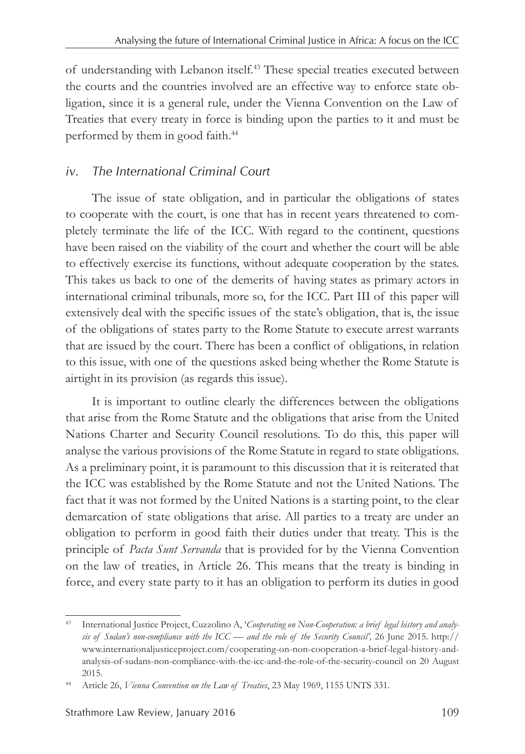of understanding with Lebanon itself.[43] These special treaties executed between the courts and the countries involved are an effective way to enforce state obligation, since it is a general rule, under the Vienna Convention on the Law of Treaties that every treaty in force is binding upon the parties to it and must be performed by them in good faith.[44]

### *iv. The International Criminal Court*

The issue of state obligation, and in particular the obligations of states to cooperate with the court, is one that has in recent years threatened to completely terminate the life of the ICC. With regard to the continent, questions have been raised on the viability of the court and whether the court will be able to effectively exercise its functions, without adequate cooperation by the states. This takes us back to one of the demerits of having states as primary actors in international criminal tribunals, more so, for the ICC. Part III of this paper will extensively deal with the specific issues of the state's obligation, that is, the issue of the obligations of states party to the Rome Statute to execute arrest warrants that are issued by the court. There has been a conflict of obligations, in relation to this issue, with one of the questions asked being whether the Rome Statute is airtight in its provision (as regards this issue).

It is important to outline clearly the differences between the obligations that arise from the Rome Statute and the obligations that arise from the United Nations Charter and Security Council resolutions. To do this, this paper will analyse the various provisions of the Rome Statute in regard to state obligations. As a preliminary point, it is paramount to this discussion that it is reiterated that the ICC was established by the Rome Statute and not the United Nations. The fact that it was not formed by the United Nations is a starting point, to the clear demarcation of state obligations that arise. All parties to a treaty are under an obligation to perform in good faith their duties under that treaty. This is the principle of *Pacta Sunt Servanda* that is provided for by the Vienna Convention on the law of treaties, in Article 26. This means that the treaty is binding in force, and every state party to it has an obligation to perform its duties in good

---

[43] International Justice Project, Cuzzolino A, '*Cooperating on Non-Cooperation: a brief legal history and analysis of Sudan's non-compliance with the ICC — and the role of the Security Council'*, 26 June 2015. http://www.internationaljusticeproject.com/cooperating-on-non-cooperation-a-brief-legal-history-and-analysis-of-sudans-non-compliance-with-the-icc-and-the-role-of-the-security-council on 20 August 2015.

[44] Article 26, *Vienna Convention on the Law of Treaties*, 23 May 1969, 1155 UNTS 331.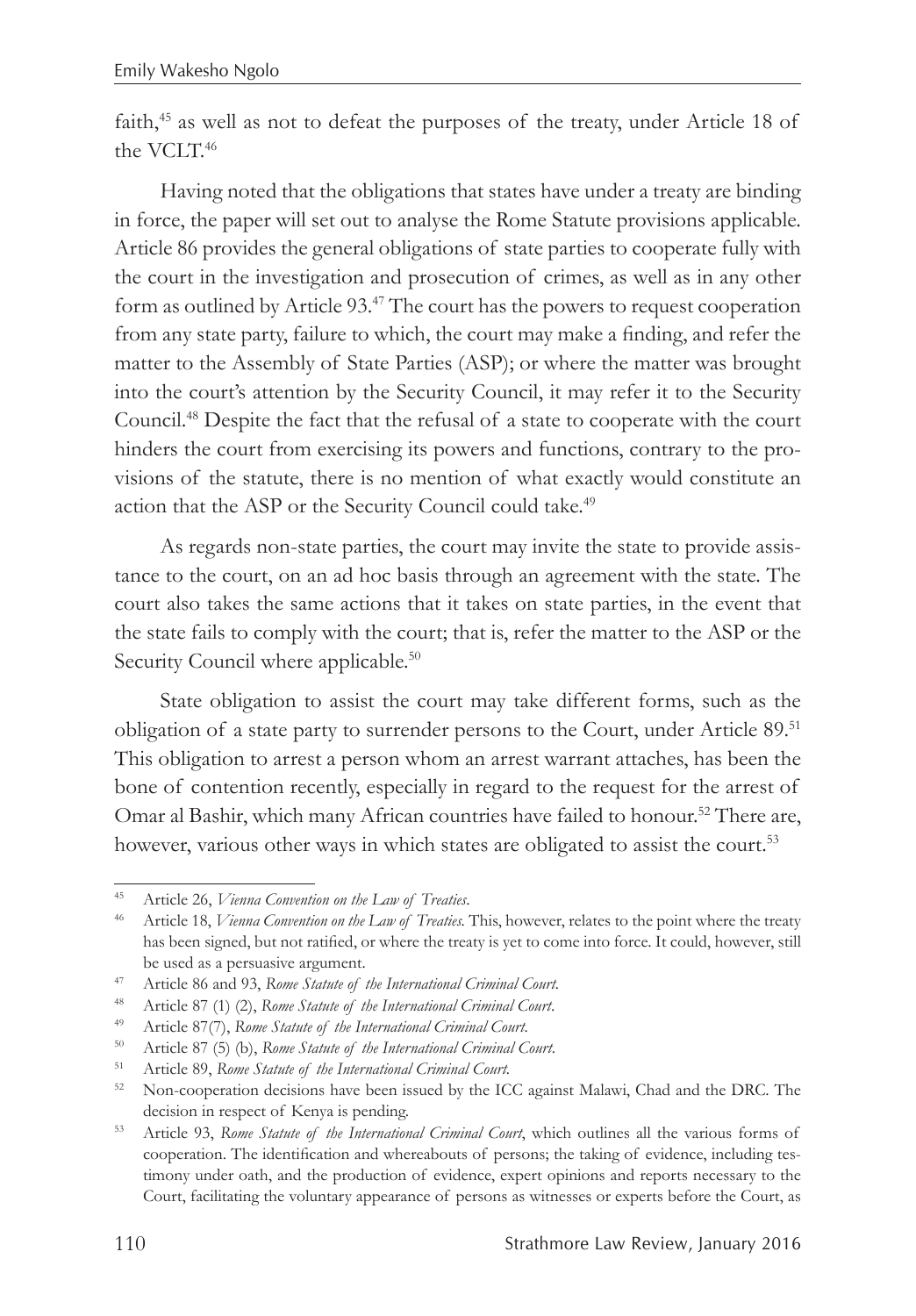faith,[45] as well as not to defeat the purposes of the treaty, under Article 18 of the VCLT.[46]

Having noted that the obligations that states have under a treaty are binding in force, the paper will set out to analyse the Rome Statute provisions applicable. Article 86 provides the general obligations of state parties to cooperate fully with the court in the investigation and prosecution of crimes, as well as in any other form as outlined by Article 93.[47] The court has the powers to request cooperation from any state party, failure to which, the court may make a finding, and refer the matter to the Assembly of State Parties (ASP); or where the matter was brought into the court's attention by the Security Council, it may refer it to the Security Council.[48] Despite the fact that the refusal of a state to cooperate with the court hinders the court from exercising its powers and functions, contrary to the provisions of the statute, there is no mention of what exactly would constitute an action that the ASP or the Security Council could take.[49]

As regards non-state parties, the court may invite the state to provide assistance to the court, on an ad hoc basis through an agreement with the state. The court also takes the same actions that it takes on state parties, in the event that the state fails to comply with the court; that is, refer the matter to the ASP or the Security Council where applicable.[50]

State obligation to assist the court may take different forms, such as the obligation of a state party to surrender persons to the Court, under Article 89.[51] This obligation to arrest a person whom an arrest warrant attaches, has been the bone of contention recently, especially in regard to the request for the arrest of Omar al Bashir, which many African countries have failed to honour.[52] There are, however, various other ways in which states are obligated to assist the court.[53]

---

[45] Article 26, *Vienna Convention on the Law of Treaties*.

[46] Article 18, *Vienna Convention on the Law of Treaties*. This, however, relates to the point where the treaty has been signed, but not ratified, or where the treaty is yet to come into force. It could, however, still be used as a persuasive argument.

[47] Article 86 and 93, *Rome Statute of the International Criminal Court*.

[48] Article 87 (1) (2), *Rome Statute of the International Criminal Court*.

[49] Article 87(7), *Rome Statute of the International Criminal Court*.

[50] Article 87 (5) (b), *Rome Statute of the International Criminal Court*.

[51] Article 89, *Rome Statute of the International Criminal Court*.

[52] Non-cooperation decisions have been issued by the ICC against Malawi, Chad and the DRC. The decision in respect of Kenya is pending.

[53] Article 93, *Rome Statute of the International Criminal Court*, which outlines all the various forms of cooperation. The identification and whereabouts of persons; the taking of evidence, including testimony under oath, and the production of evidence, expert opinions and reports necessary to the Court, facilitating the voluntary appearance of persons as witnesses or experts before the Court, as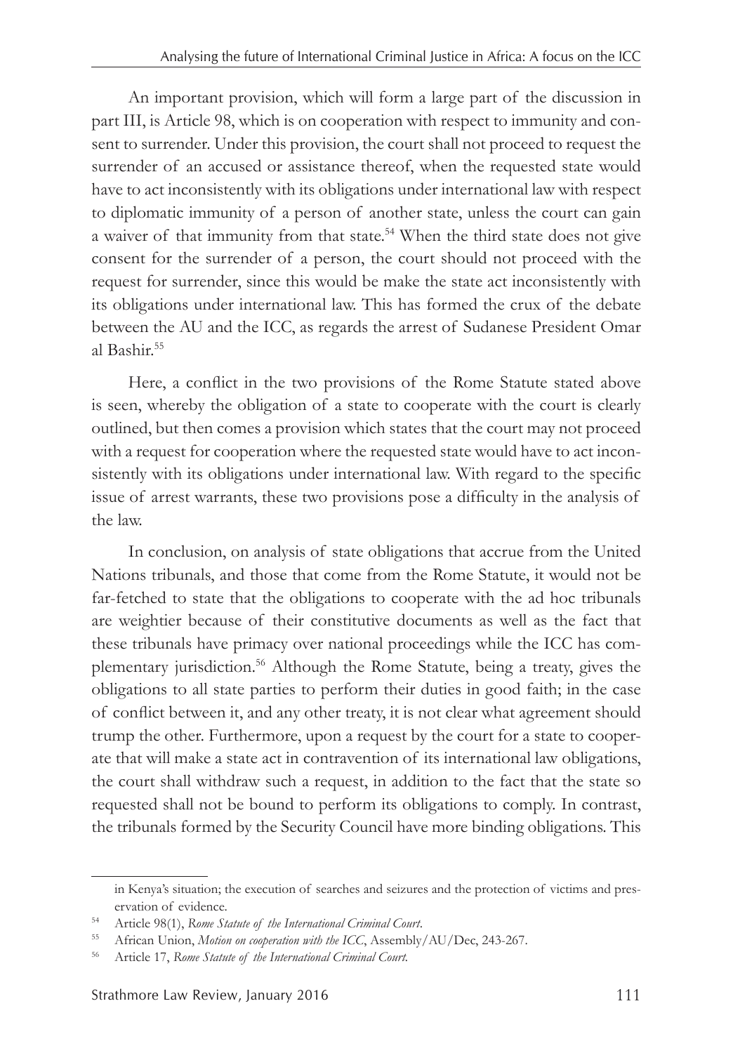An important provision, which will form a large part of the discussion in part III, is Article 98, which is on cooperation with respect to immunity and consent to surrender. Under this provision, the court shall not proceed to request the surrender of an accused or assistance thereof, when the requested state would have to act inconsistently with its obligations under international law with respect to diplomatic immunity of a person of another state, unless the court can gain a waiver of that immunity from that state.[54] When the third state does not give consent for the surrender of a person, the court should not proceed with the request for surrender, since this would be make the state act inconsistently with its obligations under international law. This has formed the crux of the debate between the AU and the ICC, as regards the arrest of Sudanese President Omar al Bashir.[55]

Here, a conflict in the two provisions of the Rome Statute stated above is seen, whereby the obligation of a state to cooperate with the court is clearly outlined, but then comes a provision which states that the court may not proceed with a request for cooperation where the requested state would have to act inconsistently with its obligations under international law. With regard to the specific issue of arrest warrants, these two provisions pose a difficulty in the analysis of the law.

In conclusion, on analysis of state obligations that accrue from the United Nations tribunals, and those that come from the Rome Statute, it would not be far-fetched to state that the obligations to cooperate with the ad hoc tribunals are weightier because of their constitutive documents as well as the fact that these tribunals have primacy over national proceedings while the ICC has complementary jurisdiction.[56] Although the Rome Statute, being a treaty, gives the obligations to all state parties to perform their duties in good faith; in the case of conflict between it, and any other treaty, it is not clear what agreement should trump the other. Furthermore, upon a request by the court for a state to cooperate that will make a state act in contravention of its international law obligations, the court shall withdraw such a request, in addition to the fact that the state so requested shall not be bound to perform its obligations to comply. In contrast, the tribunals formed by the Security Council have more binding obligations. This

---

in Kenya's situation; the execution of searches and seizures and the protection of victims and preservation of evidence.

[54] Article 98(1), *Rome Statute of the International Criminal Court*.

[55] African Union, *Motion on cooperation with the ICC*, Assembly/AU/Dec, 243-267.

[56] Article 17, *Rome Statute of the International Criminal Court*.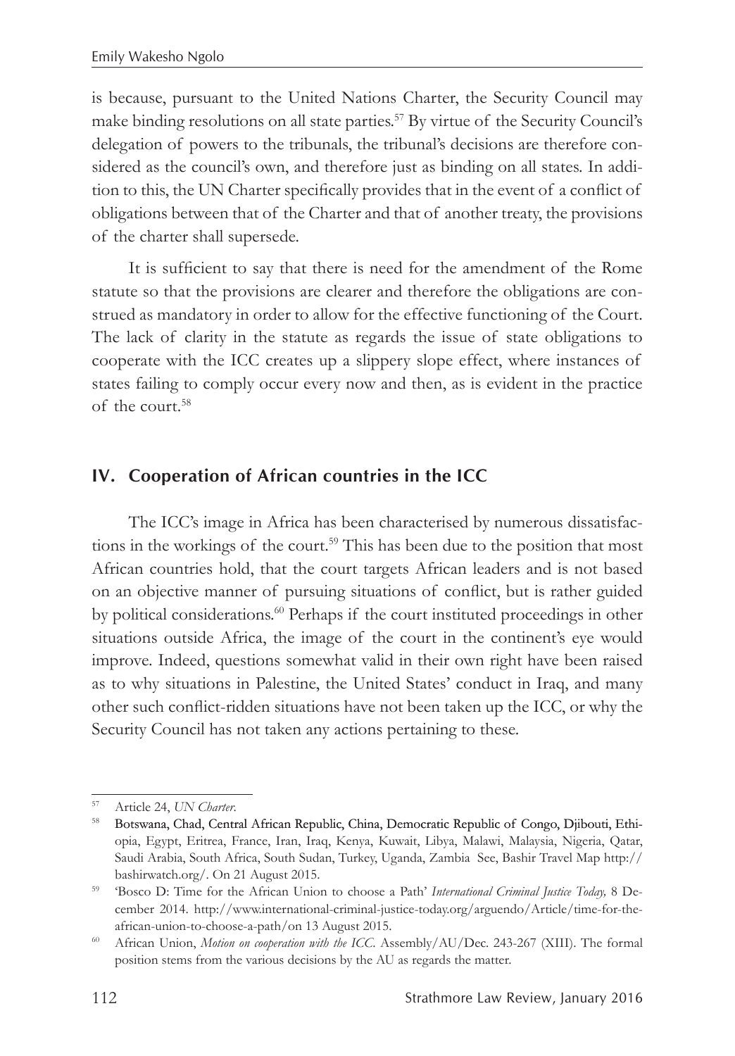is because, pursuant to the United Nations Charter, the Security Council may make binding resolutions on all state parties.[57] By virtue of the Security Council's delegation of powers to the tribunals, the tribunal's decisions are therefore considered as the council's own, and therefore just as binding on all states. In addition to this, the UN Charter specifically provides that in the event of a conflict of obligations between that of the Charter and that of another treaty, the provisions of the charter shall supersede.

It is sufficient to say that there is need for the amendment of the Rome statute so that the provisions are clearer and therefore the obligations are construed as mandatory in order to allow for the effective functioning of the Court. The lack of clarity in the statute as regards the issue of state obligations to cooperate with the ICC creates up a slippery slope effect, where instances of states failing to comply occur every now and then, as is evident in the practice of the court.[58]

## IV. Cooperation of African countries in the ICC

The ICC's image in Africa has been characterised by numerous dissatisfactions in the workings of the court.[59] This has been due to the position that most African countries hold, that the court targets African leaders and is not based on an objective manner of pursuing situations of conflict, but is rather guided by political considerations.[60] Perhaps if the court instituted proceedings in other situations outside Africa, the image of the court in the continent's eye would improve. Indeed, questions somewhat valid in their own right have been raised as to why situations in Palestine, the United States' conduct in Iraq, and many other such conflict-ridden situations have not been taken up the ICC, or why the Security Council has not taken any actions pertaining to these.

---

[57] Article 24, *UN Charter*.

[58] Botswana, Chad, Central African Republic, China, Democratic Republic of Congo, Djibouti, Ethiopia, Egypt, Eritrea, France, Iran, Iraq, Kenya, Kuwait, Libya, Malawi, Malaysia, Nigeria, Qatar, Saudi Arabia, South Africa, South Sudan, Turkey, Uganda, Zambia See, Bashir Travel Map http://bashirwatch.org/. On 21 August 2015.

[59] 'Bosco D: Time for the African Union to choose a Path' *International Criminal Justice Today,* 8 December 2014. http://www.international-criminal-justice-today.org/arguendo/Article/time-for-the-african-union-to-choose-a-path/on 13 August 2015.

[60] African Union, *Motion on cooperation with the ICC*. Assembly/AU/Dec. 243-267 (XIII). The formal position stems from the various decisions by the AU as regards the matter.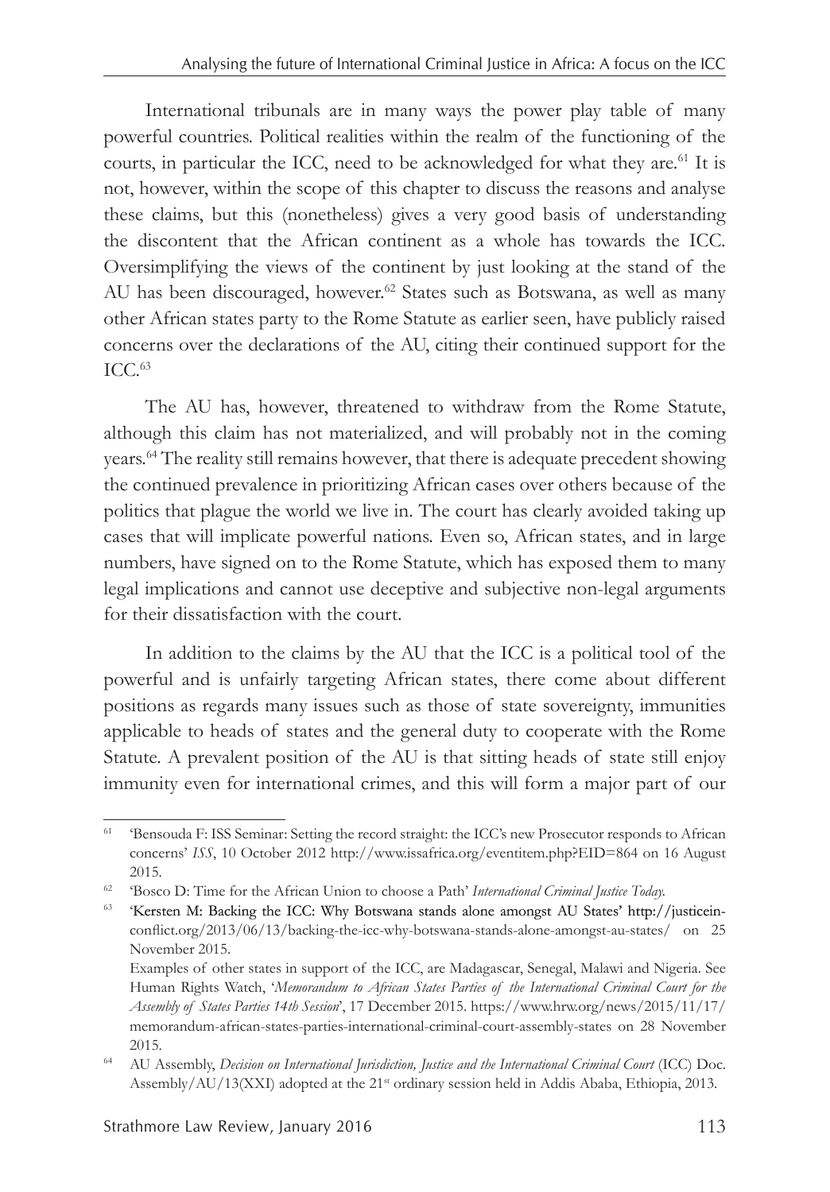International tribunals are in many ways the power play table of many powerful countries. Political realities within the realm of the functioning of the courts, in particular the ICC, need to be acknowledged for what they are.[61] It is not, however, within the scope of this chapter to discuss the reasons and analyse these claims, but this (nonetheless) gives a very good basis of understanding the discontent that the African continent as a whole has towards the ICC. Oversimplifying the views of the continent by just looking at the stand of the AU has been discouraged, however.[62] States such as Botswana, as well as many other African states party to the Rome Statute as earlier seen, have publicly raised concerns over the declarations of the AU, citing their continued support for the ICC.[63]

The AU has, however, threatened to withdraw from the Rome Statute, although this claim has not materialized, and will probably not in the coming years.[64] The reality still remains however, that there is adequate precedent showing the continued prevalence in prioritizing African cases over others because of the politics that plague the world we live in. The court has clearly avoided taking up cases that will implicate powerful nations. Even so, African states, and in large numbers, have signed on to the Rome Statute, which has exposed them to many legal implications and cannot use deceptive and subjective non-legal arguments for their dissatisfaction with the court.

In addition to the claims by the AU that the ICC is a political tool of the powerful and is unfairly targeting African states, there come about different positions as regards many issues such as those of state sovereignty, immunities applicable to heads of states and the general duty to cooperate with the Rome Statute. A prevalent position of the AU is that sitting heads of state still enjoy immunity even for international crimes, and this will form a major part of our

---

[61] 'Bensouda F: ISS Seminar: Setting the record straight: the ICC's new Prosecutor responds to African concerns' *ISS*, 10 October 2012 http://www.issafrica.org/eventitem.php?EID=864 on 16 August 2015.

[62] 'Bosco D: Time for the African Union to choose a Path' *International Criminal Justice Today.*

[63] 'Kersten M: Backing the ICC: Why Botswana stands alone amongst AU States' http://justiceinconflict.org/2013/06/13/backing-the-icc-why-botswana-stands-alone-amongst-au-states/ on 25 November 2015.
Examples of other states in support of the ICC, are Madagascar, Senegal, Malawi and Nigeria. See Human Rights Watch, '*Memorandum to African States Parties of the International Criminal Court for the Assembly of States Parties 14th Session*', 17 December 2015. https://www.hrw.org/news/2015/11/17/memorandum-african-states-parties-international-criminal-court-assembly-states on 28 November 2015.

[64] AU Assembly, *Decision on International Jurisdiction, Justice and the International Criminal Court* (ICC) Doc. Assembly/AU/13(XXI) adopted at the 21st ordinary session held in Addis Ababa, Ethiopia, 2013.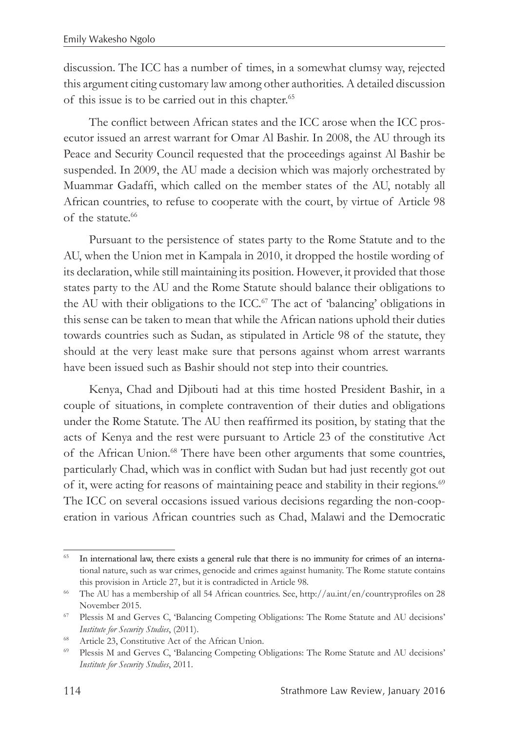discussion. The ICC has a number of times, in a somewhat clumsy way, rejected this argument citing customary law among other authorities. A detailed discussion of this issue is to be carried out in this chapter.[65]

The conflict between African states and the ICC arose when the ICC prosecutor issued an arrest warrant for Omar Al Bashir. In 2008, the AU through its Peace and Security Council requested that the proceedings against Al Bashir be suspended. In 2009, the AU made a decision which was majorly orchestrated by Muammar Gadaffi, which called on the member states of the AU, notably all African countries, to refuse to cooperate with the court, by virtue of Article 98 of the statute.[66]

Pursuant to the persistence of states party to the Rome Statute and to the AU, when the Union met in Kampala in 2010, it dropped the hostile wording of its declaration, while still maintaining its position. However, it provided that those states party to the AU and the Rome Statute should balance their obligations to the AU with their obligations to the ICC.[67] The act of 'balancing' obligations in this sense can be taken to mean that while the African nations uphold their duties towards countries such as Sudan, as stipulated in Article 98 of the statute, they should at the very least make sure that persons against whom arrest warrants have been issued such as Bashir should not step into their countries.

Kenya, Chad and Djibouti had at this time hosted President Bashir, in a couple of situations, in complete contravention of their duties and obligations under the Rome Statute. The AU then reaffirmed its position, by stating that the acts of Kenya and the rest were pursuant to Article 23 of the constitutive Act of the African Union.[68] There have been other arguments that some countries, particularly Chad, which was in conflict with Sudan but had just recently got out of it, were acting for reasons of maintaining peace and stability in their regions.[69] The ICC on several occasions issued various decisions regarding the non-cooperation in various African countries such as Chad, Malawi and the Democratic

---

[65] In international law, there exists a general rule that there is no immunity for crimes of an international nature, such as war crimes, genocide and crimes against humanity. The Rome statute contains this provision in Article 27, but it is contradicted in Article 98.

[66] The AU has a membership of all 54 African countries. See, http://au.int/en/countryprofiles on 28 November 2015.

[67] Plessis M and Gerves C, 'Balancing Competing Obligations: The Rome Statute and AU decisions' *Institute for Security Studies*, (2011).

[68] Article 23, Constitutive Act of the African Union.

[69] Plessis M and Gerves C, 'Balancing Competing Obligations: The Rome Statute and AU decisions' *Institute for Security Studies*, 2011.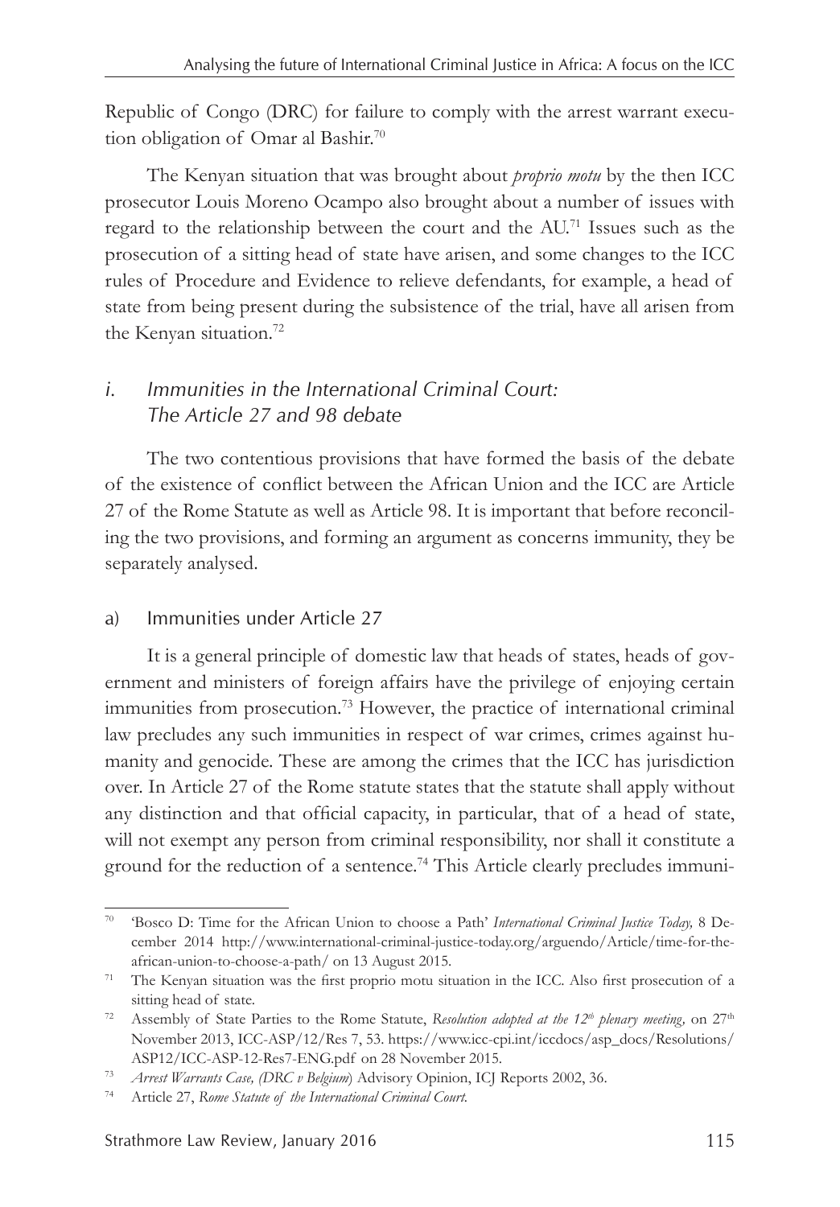Republic of Congo (DRC) for failure to comply with the arrest warrant execution obligation of Omar al Bashir.[70]

The Kenyan situation that was brought about *proprio motu* by the then ICC prosecutor Louis Moreno Ocampo also brought about a number of issues with regard to the relationship between the court and the AU.[71] Issues such as the prosecution of a sitting head of state have arisen, and some changes to the ICC rules of Procedure and Evidence to relieve defendants, for example, a head of state from being present during the subsistence of the trial, have all arisen from the Kenyan situation.[72]

### *i. Immunities in the International Criminal Court: The Article 27 and 98 debate*

The two contentious provisions that have formed the basis of the debate of the existence of conflict between the African Union and the ICC are Article 27 of the Rome Statute as well as Article 98. It is important that before reconciling the two provisions, and forming an argument as concerns immunity, they be separately analysed.

#### a) Immunities under Article 27

It is a general principle of domestic law that heads of states, heads of government and ministers of foreign affairs have the privilege of enjoying certain immunities from prosecution.[73] However, the practice of international criminal law precludes any such immunities in respect of war crimes, crimes against humanity and genocide. These are among the crimes that the ICC has jurisdiction over. In Article 27 of the Rome statute states that the statute shall apply without any distinction and that official capacity, in particular, that of a head of state, will not exempt any person from criminal responsibility, nor shall it constitute a ground for the reduction of a sentence.[74] This Article clearly precludes immuni-

---

[70] 'Bosco D: Time for the African Union to choose a Path' *International Criminal Justice Today,* 8 December 2014 http://www.international-criminal-justice-today.org/arguendo/Article/time-for-the-african-union-to-choose-a-path/ on 13 August 2015.

[71] The Kenyan situation was the first proprio motu situation in the ICC. Also first prosecution of a sitting head of state.

[72] Assembly of State Parties to the Rome Statute, *Resolution adopted at the 12th plenary meeting,* on 27th November 2013, ICC-ASP/12/Res 7, 53. https://www.icc-cpi.int/iccdocs/asp_docs/Resolutions/ASP12/ICC-ASP-12-Res7-ENG.pdf on 28 November 2015.

[73] *Arrest Warrants Case, (DRC v Belgium*) Advisory Opinion, ICJ Reports 2002, 36.

[74] Article 27, *Rome Statute of the International Criminal Court.*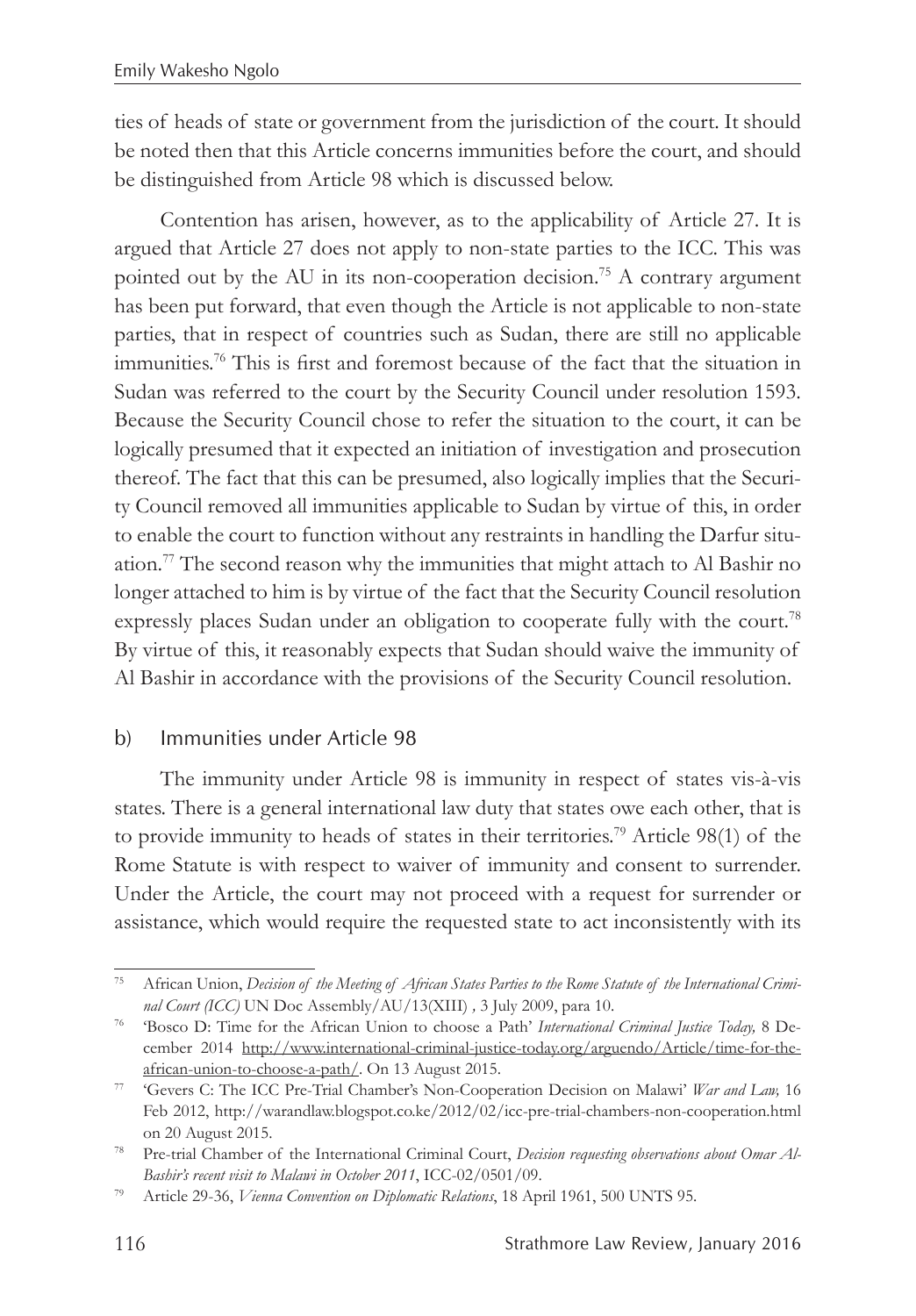ties of heads of state or government from the jurisdiction of the court. It should be noted then that this Article concerns immunities before the court, and should be distinguished from Article 98 which is discussed below.

Contention has arisen, however, as to the applicability of Article 27. It is argued that Article 27 does not apply to non-state parties to the ICC. This was pointed out by the AU in its non-cooperation decision.[75] A contrary argument has been put forward, that even though the Article is not applicable to non-state parties, that in respect of countries such as Sudan, there are still no applicable immunities.[76] This is first and foremost because of the fact that the situation in Sudan was referred to the court by the Security Council under resolution 1593. Because the Security Council chose to refer the situation to the court, it can be logically presumed that it expected an initiation of investigation and prosecution thereof. The fact that this can be presumed, also logically implies that the Security Council removed all immunities applicable to Sudan by virtue of this, in order to enable the court to function without any restraints in handling the Darfur situation.[77] The second reason why the immunities that might attach to Al Bashir no longer attached to him is by virtue of the fact that the Security Council resolution expressly places Sudan under an obligation to cooperate fully with the court.[78] By virtue of this, it reasonably expects that Sudan should waive the immunity of Al Bashir in accordance with the provisions of the Security Council resolution.

### b) Immunities under Article 98

The immunity under Article 98 is immunity in respect of states vis-à-vis states. There is a general international law duty that states owe each other, that is to provide immunity to heads of states in their territories.[79] Article 98(1) of the Rome Statute is with respect to waiver of immunity and consent to surrender. Under the Article, the court may not proceed with a request for surrender or assistance, which would require the requested state to act inconsistently with its

---

[75] African Union, *Decision of the Meeting of African States Parties to the Rome Statute of the International Criminal Court (ICC)* UN Doc Assembly/AU/13(XIII) , 3 July 2009, para 10.

[76] 'Bosco D: Time for the African Union to choose a Path' *International Criminal Justice Today,* 8 December 2014 http://www.international-criminal-justice-today.org/arguendo/Article/time-for-the-african-union-to-choose-a-path/. On 13 August 2015.

[77] 'Gevers C: The ICC Pre-Trial Chamber's Non-Cooperation Decision on Malawi' *War and Law,* 16 Feb 2012, http://warandlaw.blogspot.co.ke/2012/02/icc-pre-trial-chambers-non-cooperation.html on 20 August 2015.

[78] Pre-trial Chamber of the International Criminal Court, *Decision requesting observations about Omar Al-Bashir's recent visit to Malawi in October 2011*, ICC-02/0501/09.

[79] Article 29-36, *Vienna Convention on Diplomatic Relations*, 18 April 1961, 500 UNTS 95.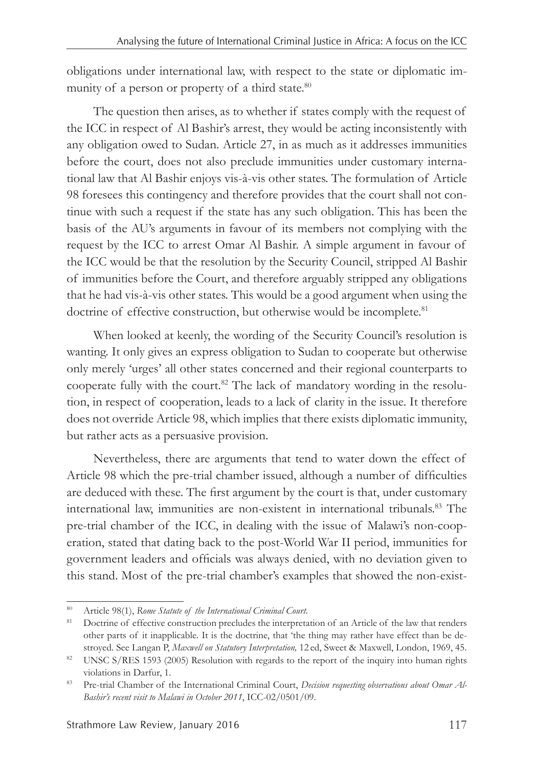obligations under international law, with respect to the state or diplomatic immunity of a person or property of a third state.[80]

The question then arises, as to whether if states comply with the request of the ICC in respect of Al Bashir's arrest, they would be acting inconsistently with any obligation owed to Sudan. Article 27, in as much as it addresses immunities before the court, does not also preclude immunities under customary international law that Al Bashir enjoys vis-à-vis other states. The formulation of Article 98 foresees this contingency and therefore provides that the court shall not continue with such a request if the state has any such obligation. This has been the basis of the AU's arguments in favour of its members not complying with the request by the ICC to arrest Omar Al Bashir. A simple argument in favour of the ICC would be that the resolution by the Security Council, stripped Al Bashir of immunities before the Court, and therefore arguably stripped any obligations that he had vis-à-vis other states. This would be a good argument when using the doctrine of effective construction, but otherwise would be incomplete.[81]

When looked at keenly, the wording of the Security Council's resolution is wanting. It only gives an express obligation to Sudan to cooperate but otherwise only merely 'urges' all other states concerned and their regional counterparts to cooperate fully with the court.[82] The lack of mandatory wording in the resolution, in respect of cooperation, leads to a lack of clarity in the issue. It therefore does not override Article 98, which implies that there exists diplomatic immunity, but rather acts as a persuasive provision.

Nevertheless, there are arguments that tend to water down the effect of Article 98 which the pre-trial chamber issued, although a number of difficulties are deduced with these. The first argument by the court is that, under customary international law, immunities are non-existent in international tribunals.[83] The pre-trial chamber of the ICC, in dealing with the issue of Malawi's non-cooperation, stated that dating back to the post-World War II period, immunities for government leaders and officials was always denied, with no deviation given to this stand. Most of the pre-trial chamber's examples that showed the non-exist-

---

[80] Article 98(1), *Rome Statute of the International Criminal Court*.

[81] Doctrine of effective construction precludes the interpretation of an Article of the law that renders other parts of it inapplicable. It is the doctrine, that 'the thing may rather have effect than be destroyed. See Langan P, *Maxwell on Statutory Interpretation,* 12 ed, Sweet & Maxwell, London, 1969, 45.

[82] UNSC S/RES 1593 (2005) Resolution with regards to the report of the inquiry into human rights violations in Darfur, 1.

[83] Pre-trial Chamber of the International Criminal Court, *Decision requesting observations about Omar Al-Bashir's recent visit to Malawi in October 2011*, ICC-02/0501/09.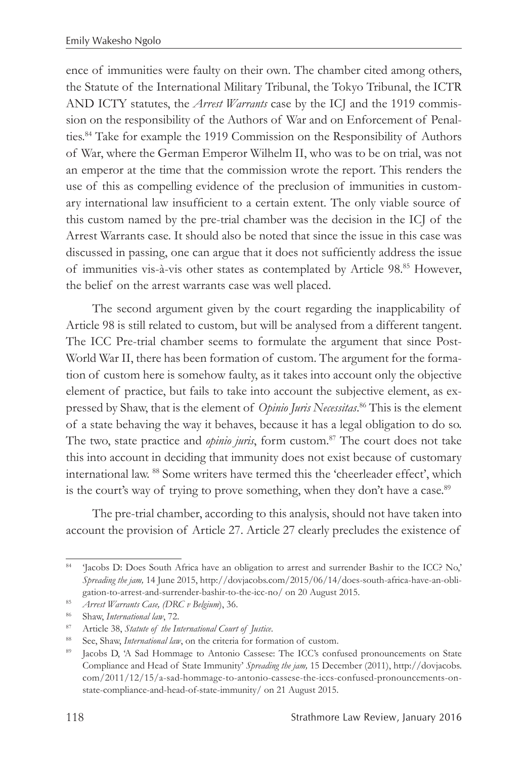ence of immunities were faulty on their own. The chamber cited among others, the Statute of the International Military Tribunal, the Tokyo Tribunal, the ICTR AND ICTY statutes, the *Arrest Warrants* case by the ICJ and the 1919 commission on the responsibility of the Authors of War and on Enforcement of Penalties.[84] Take for example the 1919 Commission on the Responsibility of Authors of War, where the German Emperor Wilhelm II, who was to be on trial, was not an emperor at the time that the commission wrote the report. This renders the use of this as compelling evidence of the preclusion of immunities in customary international law insufficient to a certain extent. The only viable source of this custom named by the pre-trial chamber was the decision in the ICJ of the Arrest Warrants case. It should also be noted that since the issue in this case was discussed in passing, one can argue that it does not sufficiently address the issue of immunities vis-à-vis other states as contemplated by Article 98.[85] However, the belief on the arrest warrants case was well placed.

The second argument given by the court regarding the inapplicability of Article 98 is still related to custom, but will be analysed from a different tangent. The ICC Pre-trial chamber seems to formulate the argument that since Post-World War II, there has been formation of custom. The argument for the formation of custom here is somehow faulty, as it takes into account only the objective element of practice, but fails to take into account the subjective element, as expressed by Shaw, that is the element of *Opinio Juris Necessitas*.[86] This is the element of a state behaving the way it behaves, because it has a legal obligation to do so. The two, state practice and *opinio juris*, form custom.[87] The court does not take this into account in deciding that immunity does not exist because of customary international law. [88] Some writers have termed this the 'cheerleader effect', which is the court's way of trying to prove something, when they don't have a case.[89]

The pre-trial chamber, according to this analysis, should not have taken into account the provision of Article 27. Article 27 clearly precludes the existence of

---

[84] 'Jacobs D: Does South Africa have an obligation to arrest and surrender Bashir to the ICC? No,' *Spreading the jam,* 14 June 2015, http://dovjacobs.com/2015/06/14/does-south-africa-have-an-obligation-to-arrest-and-surrender-bashir-to-the-icc-no/ on 20 August 2015.

[85] *Arrest Warrants Case, (DRC v Belgium*), 36.

[86] Shaw, *International law*, 72.

[87] Article 38, *Statute of the International Court of Justice*.

[88] See, Shaw, *International law*, on the criteria for formation of custom.

[89] Jacobs D, 'A Sad Hommage to Antonio Cassese: The ICC's confused pronouncements on State Compliance and Head of State Immunity' *Spreading the jam,* 15 December (2011), http://dovjacobs.com/2011/12/15/a-sad-hommage-to-antonio-cassese-the-iccs-confused-pronouncements-on-state-compliance-and-head-of-state-immunity/ on 21 August 2015.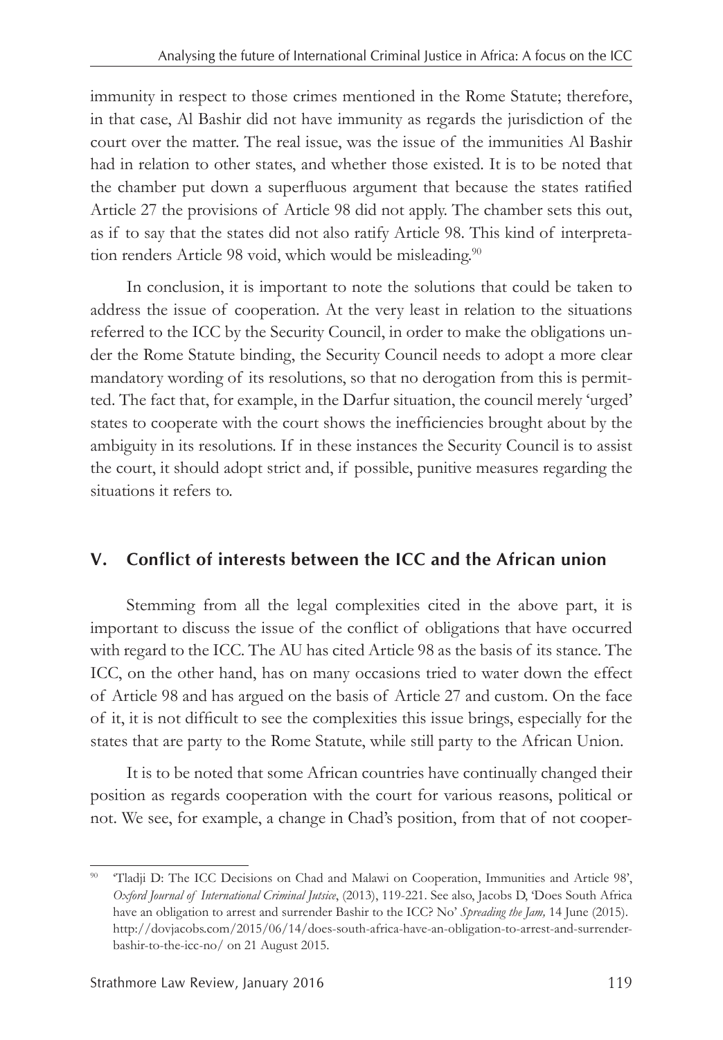immunity in respect to those crimes mentioned in the Rome Statute; therefore, in that case, Al Bashir did not have immunity as regards the jurisdiction of the court over the matter. The real issue, was the issue of the immunities Al Bashir had in relation to other states, and whether those existed. It is to be noted that the chamber put down a superfluous argument that because the states ratified Article 27 the provisions of Article 98 did not apply. The chamber sets this out, as if to say that the states did not also ratify Article 98. This kind of interpretation renders Article 98 void, which would be misleading.[90]

In conclusion, it is important to note the solutions that could be taken to address the issue of cooperation. At the very least in relation to the situations referred to the ICC by the Security Council, in order to make the obligations under the Rome Statute binding, the Security Council needs to adopt a more clear mandatory wording of its resolutions, so that no derogation from this is permitted. The fact that, for example, in the Darfur situation, the council merely 'urged' states to cooperate with the court shows the inefficiencies brought about by the ambiguity in its resolutions. If in these instances the Security Council is to assist the court, it should adopt strict and, if possible, punitive measures regarding the situations it refers to.

## V. Conflict of interests between the ICC and the African union

Stemming from all the legal complexities cited in the above part, it is important to discuss the issue of the conflict of obligations that have occurred with regard to the ICC. The AU has cited Article 98 as the basis of its stance. The ICC, on the other hand, has on many occasions tried to water down the effect of Article 98 and has argued on the basis of Article 27 and custom. On the face of it, it is not difficult to see the complexities this issue brings, especially for the states that are party to the Rome Statute, while still party to the African Union.

It is to be noted that some African countries have continually changed their position as regards cooperation with the court for various reasons, political or not. We see, for example, a change in Chad's position, from that of not cooper-

---

[90] 'Tladji D: The ICC Decisions on Chad and Malawi on Cooperation, Immunities and Article 98', *Oxford Journal of International Criminal Jutsice*, (2013), 119-221. See also, Jacobs D, 'Does South Africa have an obligation to arrest and surrender Bashir to the ICC? No' *Spreading the Jam,* 14 June (2015). http://dovjacobs.com/2015/06/14/does-south-africa-have-an-obligation-to-arrest-and-surrender-bashir-to-the-icc-no/ on 21 August 2015.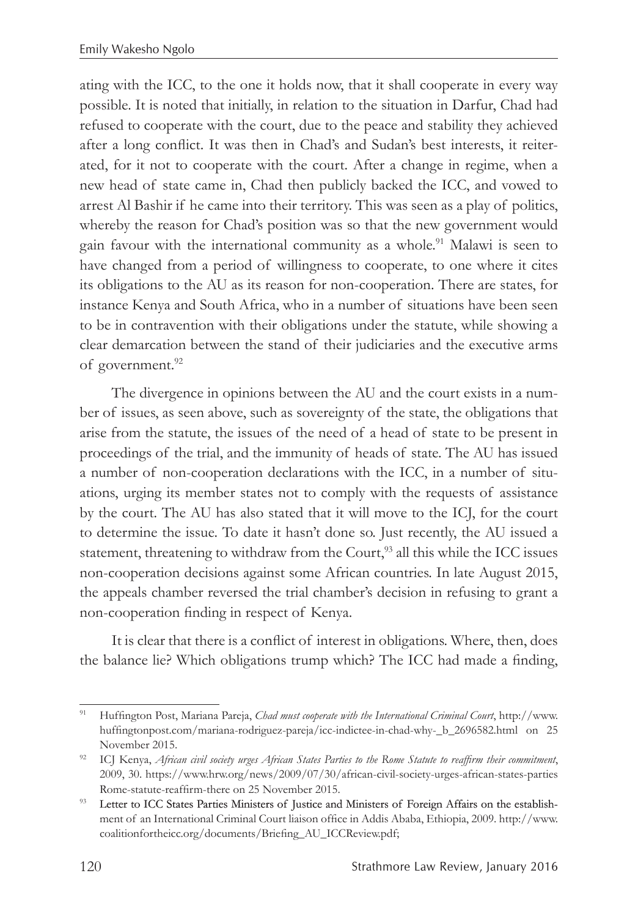ating with the ICC, to the one it holds now, that it shall cooperate in every way possible. It is noted that initially, in relation to the situation in Darfur, Chad had refused to cooperate with the court, due to the peace and stability they achieved after a long conflict. It was then in Chad's and Sudan's best interests, it reiterated, for it not to cooperate with the court. After a change in regime, when a new head of state came in, Chad then publicly backed the ICC, and vowed to arrest Al Bashir if he came into their territory. This was seen as a play of politics, whereby the reason for Chad's position was so that the new government would gain favour with the international community as a whole.[91] Malawi is seen to have changed from a period of willingness to cooperate, to one where it cites its obligations to the AU as its reason for non-cooperation. There are states, for instance Kenya and South Africa, who in a number of situations have been seen to be in contravention with their obligations under the statute, while showing a clear demarcation between the stand of their judiciaries and the executive arms of government.[92]

The divergence in opinions between the AU and the court exists in a number of issues, as seen above, such as sovereignty of the state, the obligations that arise from the statute, the issues of the need of a head of state to be present in proceedings of the trial, and the immunity of heads of state. The AU has issued a number of non-cooperation declarations with the ICC, in a number of situations, urging its member states not to comply with the requests of assistance by the court. The AU has also stated that it will move to the ICJ, for the court to determine the issue. To date it hasn't done so. Just recently, the AU issued a statement, threatening to withdraw from the Court,[93] all this while the ICC issues non-cooperation decisions against some African countries. In late August 2015, the appeals chamber reversed the trial chamber's decision in refusing to grant a non-cooperation finding in respect of Kenya.

It is clear that there is a conflict of interest in obligations. Where, then, does the balance lie? Which obligations trump which? The ICC had made a finding,

---

[91] Huffington Post, Mariana Pareja, *Chad must cooperate with the International Criminal Court*, http://www.huffingtonpost.com/mariana-rodriguez-pareja/icc-indictee-in-chad-why-_b_2696582.html on 25 November 2015.

[92] ICJ Kenya, *African civil society urges African States Parties to the Rome Statute to reaffirm their commitment*, 2009, 30. https://www.hrw.org/news/2009/07/30/african-civil-society-urges-african-states-parties Rome-statute-reaffirm-there on 25 November 2015.

[93] Letter to ICC States Parties Ministers of Justice and Ministers of Foreign Affairs on the establishment of an International Criminal Court liaison office in Addis Ababa, Ethiopia, 2009. http://www.coalitionfortheicc.org/documents/Briefing_AU_ICCReview.pdf;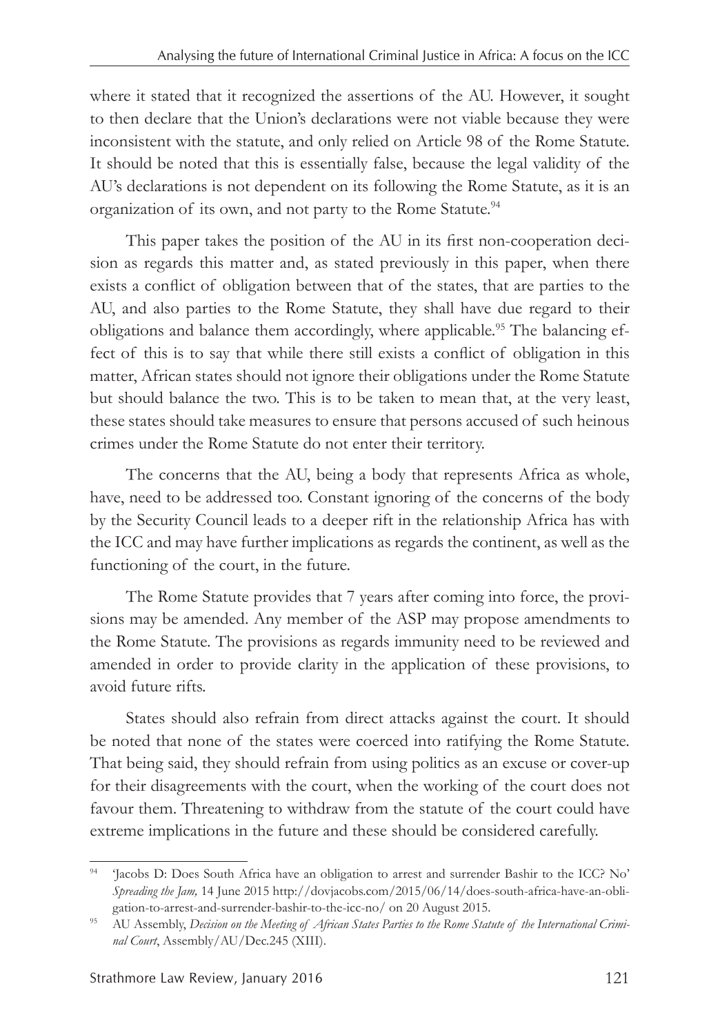where it stated that it recognized the assertions of the AU. However, it sought to then declare that the Union's declarations were not viable because they were inconsistent with the statute, and only relied on Article 98 of the Rome Statute. It should be noted that this is essentially false, because the legal validity of the AU's declarations is not dependent on its following the Rome Statute, as it is an organization of its own, and not party to the Rome Statute.[94]

This paper takes the position of the AU in its first non-cooperation decision as regards this matter and, as stated previously in this paper, when there exists a conflict of obligation between that of the states, that are parties to the AU, and also parties to the Rome Statute, they shall have due regard to their obligations and balance them accordingly, where applicable.[95] The balancing effect of this is to say that while there still exists a conflict of obligation in this matter, African states should not ignore their obligations under the Rome Statute but should balance the two. This is to be taken to mean that, at the very least, these states should take measures to ensure that persons accused of such heinous crimes under the Rome Statute do not enter their territory.

The concerns that the AU, being a body that represents Africa as whole, have, need to be addressed too. Constant ignoring of the concerns of the body by the Security Council leads to a deeper rift in the relationship Africa has with the ICC and may have further implications as regards the continent, as well as the functioning of the court, in the future.

The Rome Statute provides that 7 years after coming into force, the provisions may be amended. Any member of the ASP may propose amendments to the Rome Statute. The provisions as regards immunity need to be reviewed and amended in order to provide clarity in the application of these provisions, to avoid future rifts.

States should also refrain from direct attacks against the court. It should be noted that none of the states were coerced into ratifying the Rome Statute. That being said, they should refrain from using politics as an excuse or cover-up for their disagreements with the court, when the working of the court does not favour them. Threatening to withdraw from the statute of the court could have extreme implications in the future and these should be considered carefully.

---

[94] 'Jacobs D: Does South Africa have an obligation to arrest and surrender Bashir to the ICC? No' *Spreading the Jam,* 14 June 2015 http://dovjacobs.com/2015/06/14/does-south-africa-have-an-obligation-to-arrest-and-surrender-bashir-to-the-icc-no/ on 20 August 2015.

[95] AU Assembly, *Decision on the Meeting of African States Parties to the Rome Statute of the International Criminal Court*, Assembly/AU/Dec.245 (XIII).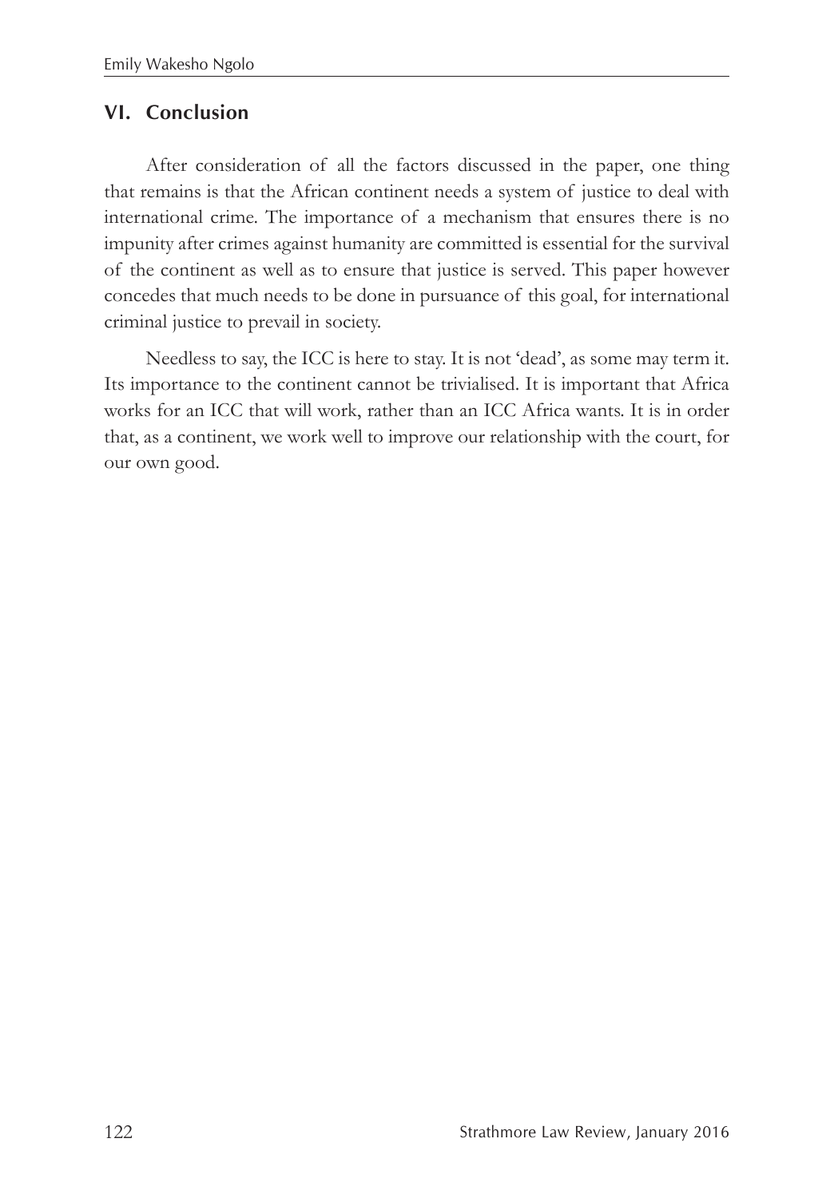## VI. Conclusion

After consideration of all the factors discussed in the paper, one thing that remains is that the African continent needs a system of justice to deal with international crime. The importance of a mechanism that ensures there is no impunity after crimes against humanity are committed is essential for the survival of the continent as well as to ensure that justice is served. This paper however concedes that much needs to be done in pursuance of this goal, for international criminal justice to prevail in society.

Needless to say, the ICC is here to stay. It is not 'dead', as some may term it. Its importance to the continent cannot be trivialised. It is important that Africa works for an ICC that will work, rather than an ICC Africa wants. It is in order that, as a continent, we work well to improve our relationship with the court, for our own good.